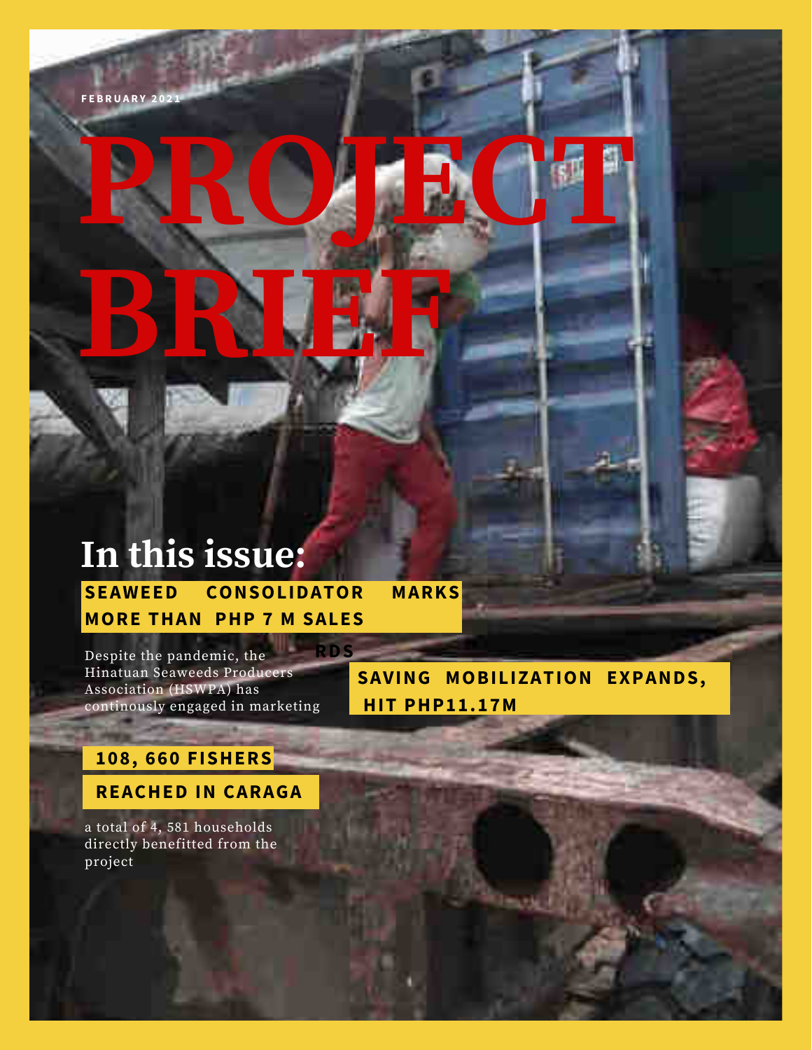FEBRUARY 2021

# PROJECT BRIEF

## In this issue:

**SEAWEED CONSOLIDATOR MARKS MORE THAN PHP 7 M SALES**

Despite the pandemic, the Hinatuan Seaweeds Producers Association (HSWPA) has continously engaged in marketing

RDS

**SAVING MOBILIZATION EXPANDS, HIT PHP11.17M**

**108, 660 FISHERS REACHED IN CARAGA**

a total of 4, 581 households directly benefitted from the project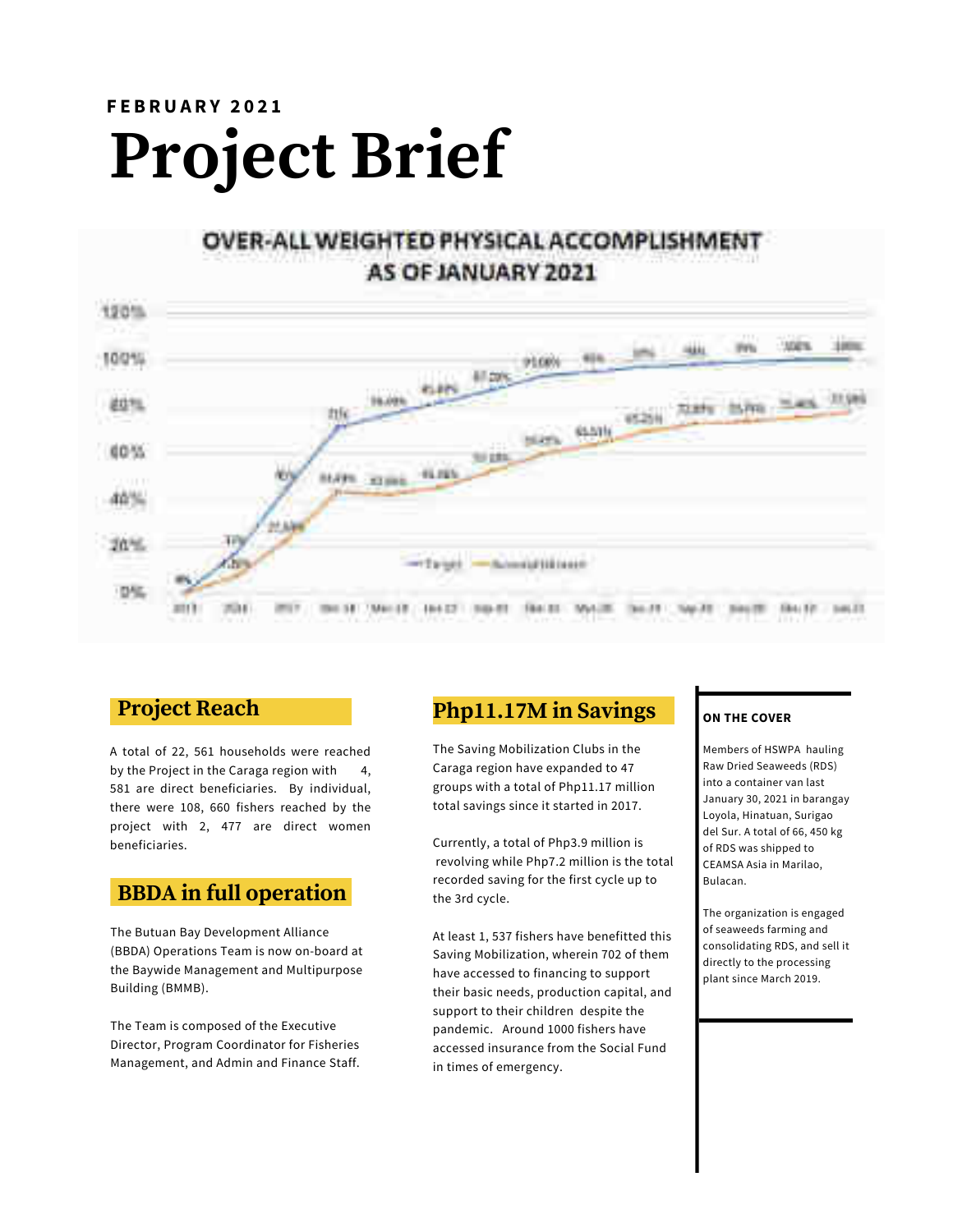FEBRUARY 2021

# Project Brief

OVER-ALL WEIGHTED PHYSICAL ACCOMPLISHMENT AS OF JANUARY 2021

## Project Reach

A total of 22, 561 households were reached by the Project in the Caraga region with 4, 581 are direct beneficiaries. By individual, there were 108, 660 fishers reached by the project with 2, 477 are direct women beneficiaries.

## BBDA in full operation

The Butuan Bay Development Alliance (BBDA) Operations Team is now on-board at the Baywide Management and Multipurpose Building (BMMB).

The Team is composed of the Executive Director, Program Coordinator for Fisheries Management, and Admin and Finance Staff.

## Php11.17M in Savings

The Saving Mobilization Clubs in the Caraga region have expanded to 47 groups with a total of Php11.17 million total savings since it started in 2017.

Currently, a total of Php3.9 million is revolving while Php7.2 million is the total recorded saving for the first cycle up to the 3rd cycle.

At least 1, 537 fishers have benefitted this Saving Mobilization, wherein 702 of them have accessed to financing to support their basic needs, production capital, and support to their children despite the pandemic. Around 1000 fishers have accessed insurance from the Social Fund in times of emergency.

**ON THE COVER**

Members of HSWPA hauling Raw Dried Seaweeds (RDS) into a container van last January 30, 2021 in barangay Loyola, Hinatuan, Surigao del Sur. A total of 66, 450 kg of RDS was shipped to CEAMSA Asia in Marilao, Bulacan.

The organization is engaged of seaweeds farming and consolidating RDS, and sell it directly to the processing plant since March 2019.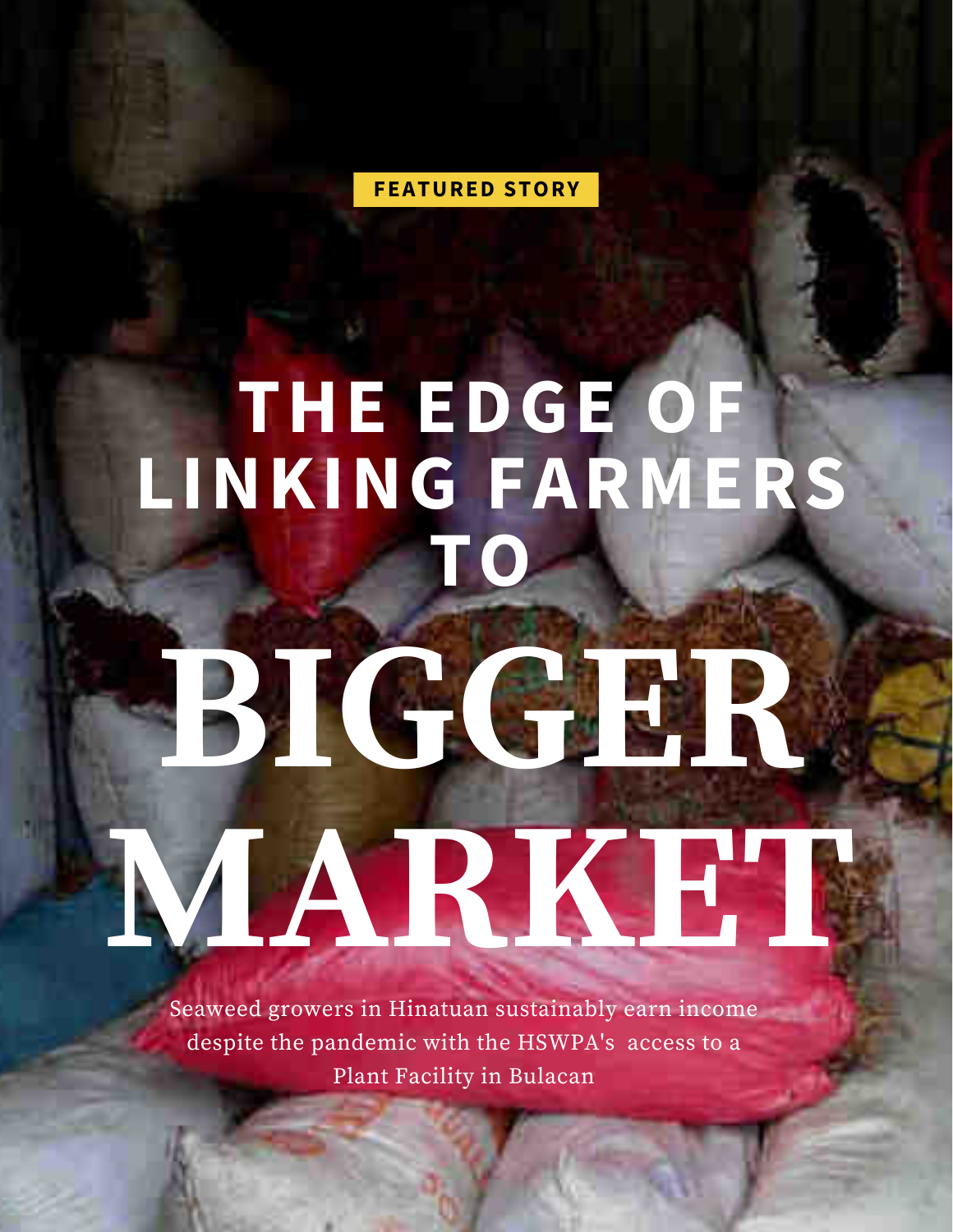**FEATURED STORY**

# THE EDGE OF LINKING FARMERS TO BIGGER MARKET

Seaweed growers in Hinatuan sustainably earn income despite the pandemic with the HSWPA's access to a Plant Facility in Bulacan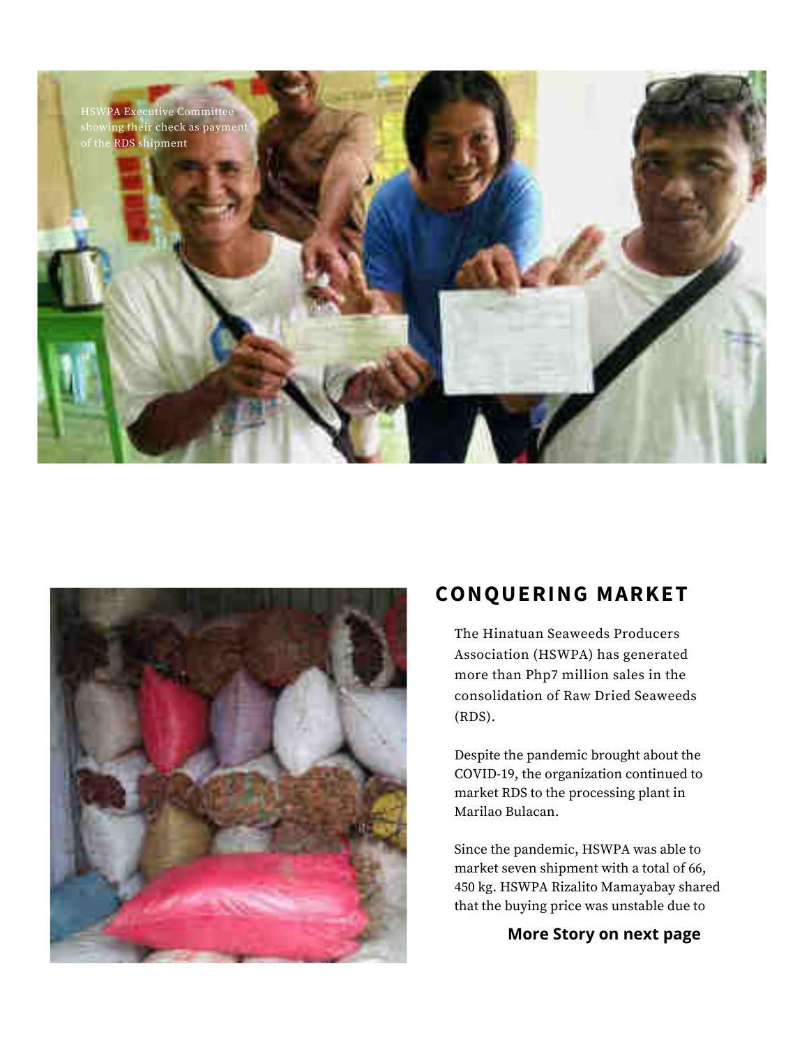HSWPA Executive Committee showing their check as payment of the RDS shipment

## CONQUERING MARKET

The Hinatuan Seaweeds Producers Association (HSWPA) has generated more than Php7 million sales in the consolidation of Raw Dried Seaweeds (RDS).

Despite the pandemic brought about the COVID-19, the organization continued to market RDS to the processing plant in Marilao Bulacan.

Since the pandemic, HSWPA was able to market seven shipment with a total of 66, 450 kg. HSWPA Rizalito Mamayabay shared that the buying price was unstable due to

**More Story on next page**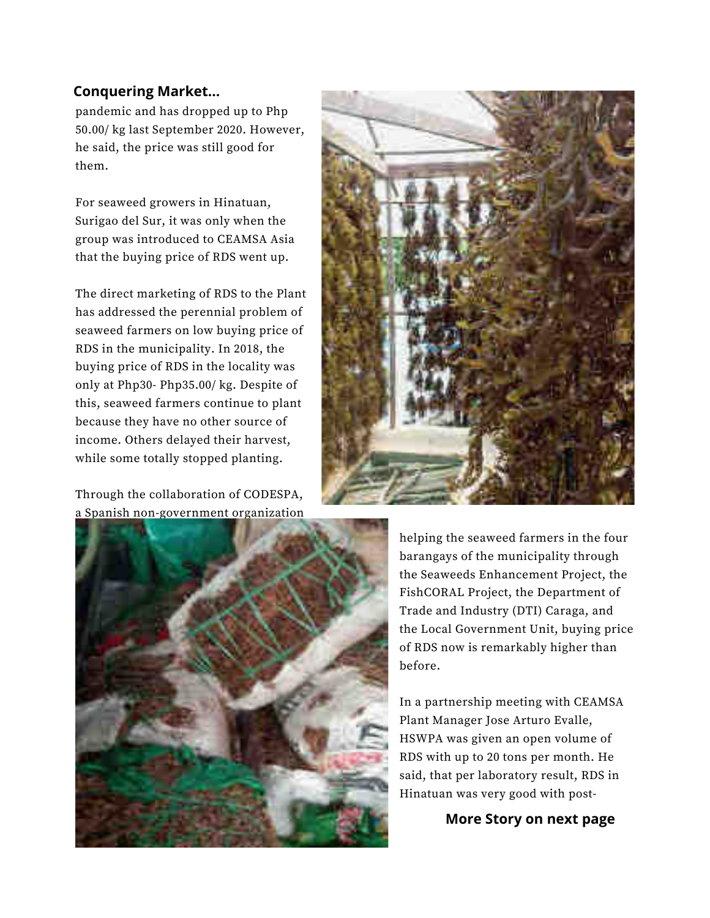**Conquering Market...**

pandemic and has dropped up to Php 50.00/ kg last September 2020. However, he said, the price was still good for them.

For seaweed growers in Hinatuan, Surigao del Sur, it was only when the group was introduced to CEAMSA Asia that the buying price of RDS went up.

The direct marketing of RDS to the Plant has addressed the perennial problem of seaweed farmers on low buying price of RDS in the municipality. In 2018, the buying price of RDS in the locality was only at Php30- Php35.00/ kg. Despite of this, seaweed farmers continue to plant because they have no other source of income. Others delayed their harvest, while some totally stopped planting.

Through the collaboration of CODESPA, a Spanish non-government organization helping the seaweed farmers in the four barangays of the municipality through the Seaweeds Enhancement Project, the FishCORAL Project, the Department of Trade and Industry (DTI) Caraga, and the Local Government Unit, buying price of RDS now is remarkably higher than before.

In a partnership meeting with CEAMSA Plant Manager Jose Arturo Evalle, HSWPA was given an open volume of RDS with up to 20 tons per month. He said, that per laboratory result, RDS in Hinatuan was very good with post-

**More Story on next page**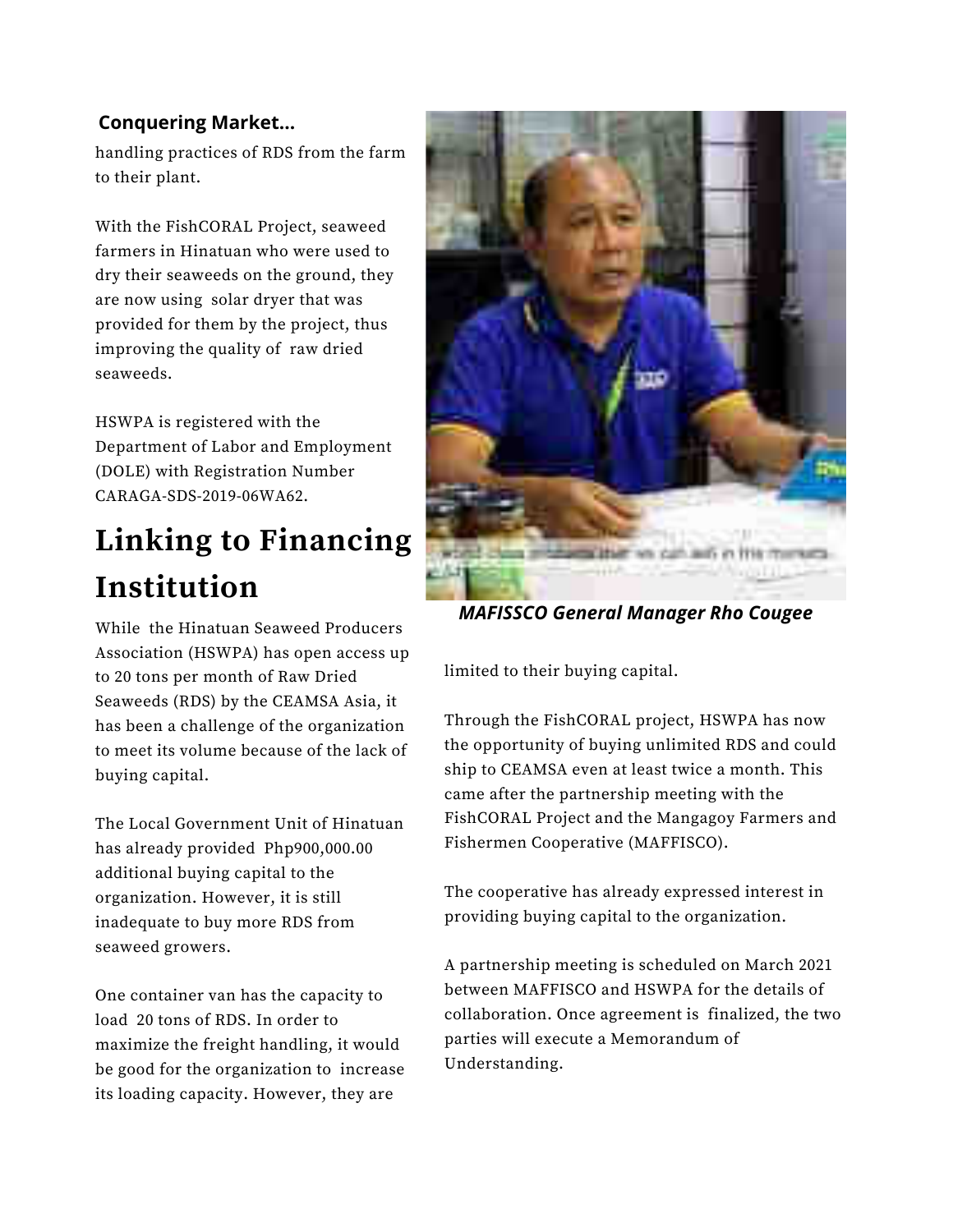**Conquering Market...**

handling practices of RDS from the farm to their plant.

With the FishCORAL Project, seaweed farmers in Hinatuan who were used to dry their seaweeds on the ground, they are now using solar dryer that was provided for them by the project, thus improving the quality of raw dried seaweeds.

HSWPA is registered with the Department of Labor and Employment (DOLE) with Registration Number CARAGA-SDS-2019-06WA62.

# Linking to Financing Institution

While the Hinatuan Seaweed Producers Association (HSWPA) has open access up to 20 tons per month of Raw Dried Seaweeds (RDS) by the CEAMSA Asia, it has been a challenge of the organization to meet its volume because of the lack of buying capital.

The Local Government Unit of Hinatuan has already provided Php900,000.00 additional buying capital to the organization. However, it is still inadequate to buy more RDS from seaweed growers.

One container van has the capacity to load 20 tons of RDS. In order to maximize the freight handling, it would be good for the organization to increase its loading capacity. However, they are limited to their buying capital.

*MAFISSCO General Manager Rho Cougee*

Through the FishCORAL project, HSWPA has now the opportunity of buying unlimited RDS and could ship to CEAMSA even at least twice a month. This came after the partnership meeting with the FishCORAL Project and the Mangagoy Farmers and Fishermen Cooperative (MAFFISCO).

The cooperative has already expressed interest in providing buying capital to the organization.

A partnership meeting is scheduled on March 2021 between MAFFISCO and HSWPA for the details of collaboration. Once agreement is finalized, the two parties will execute a Memorandum of Understanding.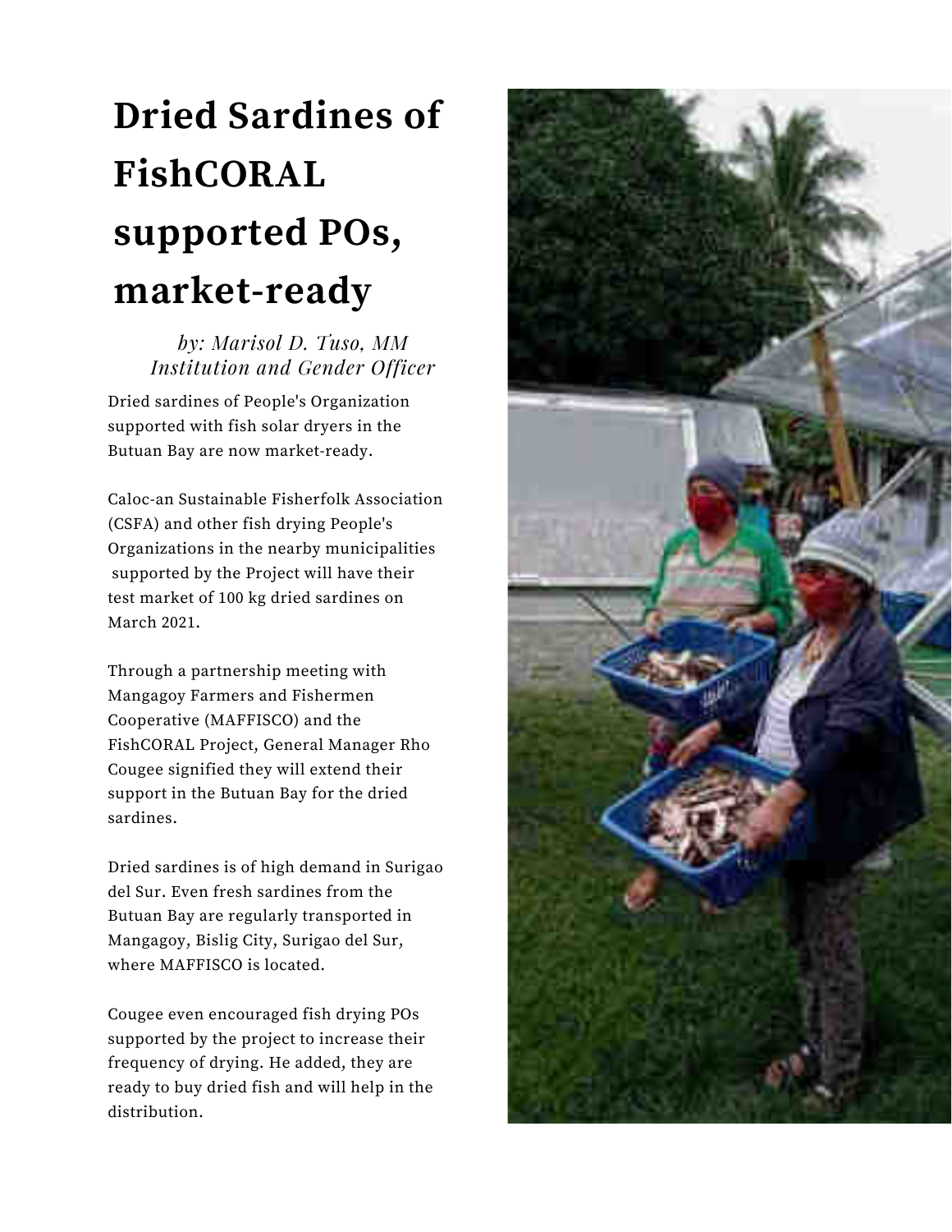# Dried Sardines of FishCORAL supported POs, market-ready

*by: Marisol D. Tuso, MM*
*Institution and Gender Officer*

Dried sardines of People's Organization supported with fish solar dryers in the Butuan Bay are now market-ready.

Caloc-an Sustainable Fisherfolk Association (CSFA) and other fish drying People's Organizations in the nearby municipalities supported by the Project will have their test market of 100 kg dried sardines on March 2021.

Through a partnership meeting with Mangagoy Farmers and Fishermen Cooperative (MAFFISCO) and the FishCORAL Project, General Manager Rho Cougee signified they will extend their support in the Butuan Bay for the dried sardines.

Dried sardines is of high demand in Surigao del Sur. Even fresh sardines from the Butuan Bay are regularly transported in Mangagoy, Bislig City, Surigao del Sur, where MAFFISCO is located.

Cougee even encouraged fish drying POs supported by the project to increase their frequency of drying. He added, they are ready to buy dried fish and will help in the distribution.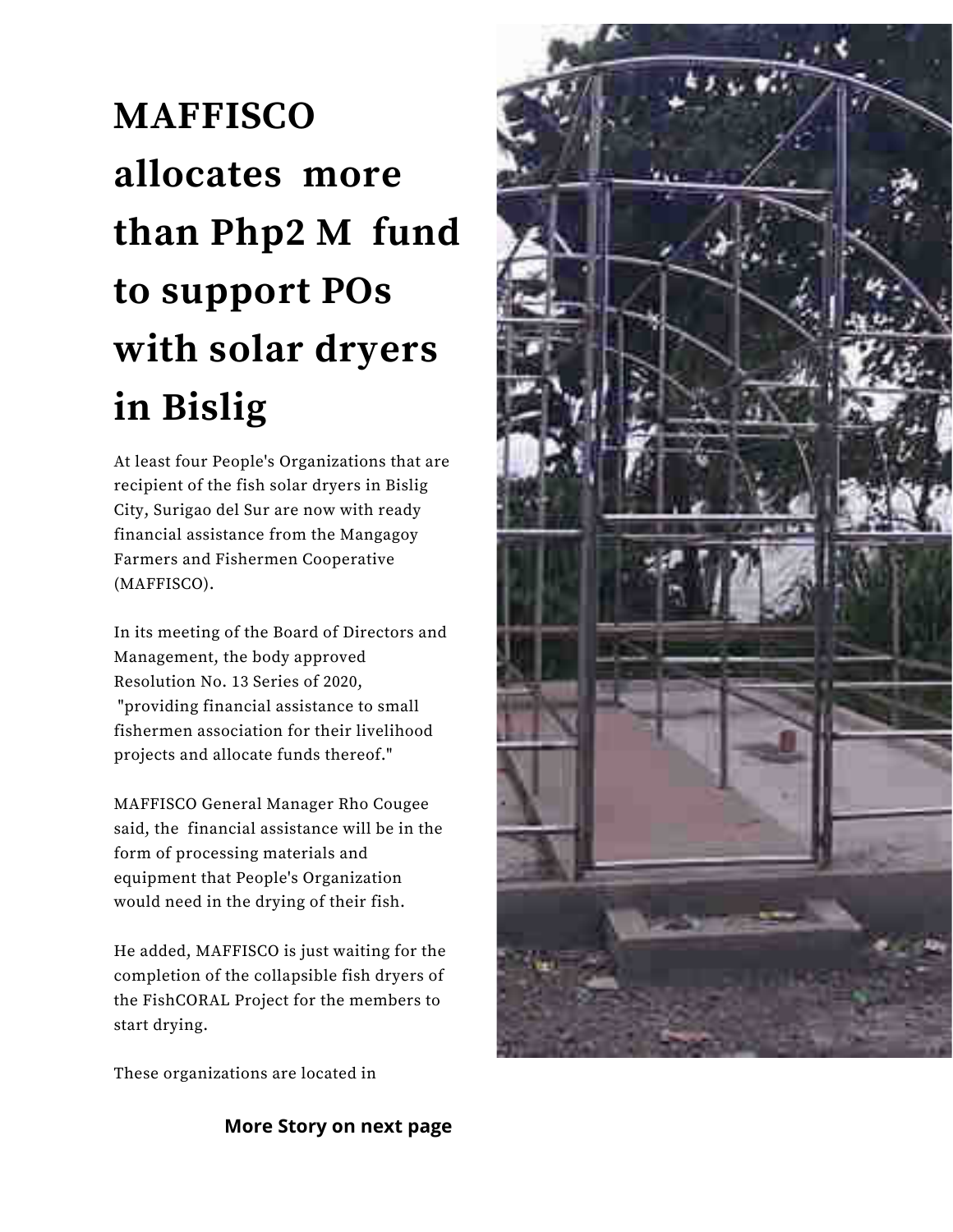# MAFFISCO allocates more than Php2 M fund to support POs with solar dryers in Bislig

At least four People's Organizations that are recipient of the fish solar dryers in Bislig City, Surigao del Sur are now with ready financial assistance from the Mangagoy Farmers and Fishermen Cooperative (MAFFISCO).

In its meeting of the Board of Directors and Management, the body approved Resolution No. 13 Series of 2020, "providing financial assistance to small fishermen association for their livelihood projects and allocate funds thereof."

MAFFISCO General Manager Rho Cougee said, the financial assistance will be in the form of processing materials and equipment that People's Organization would need in the drying of their fish.

He added, MAFFISCO is just waiting for the completion of the collapsible fish dryers of the FishCORAL Project for the members to start drying.

These organizations are located in

**More Story on next page**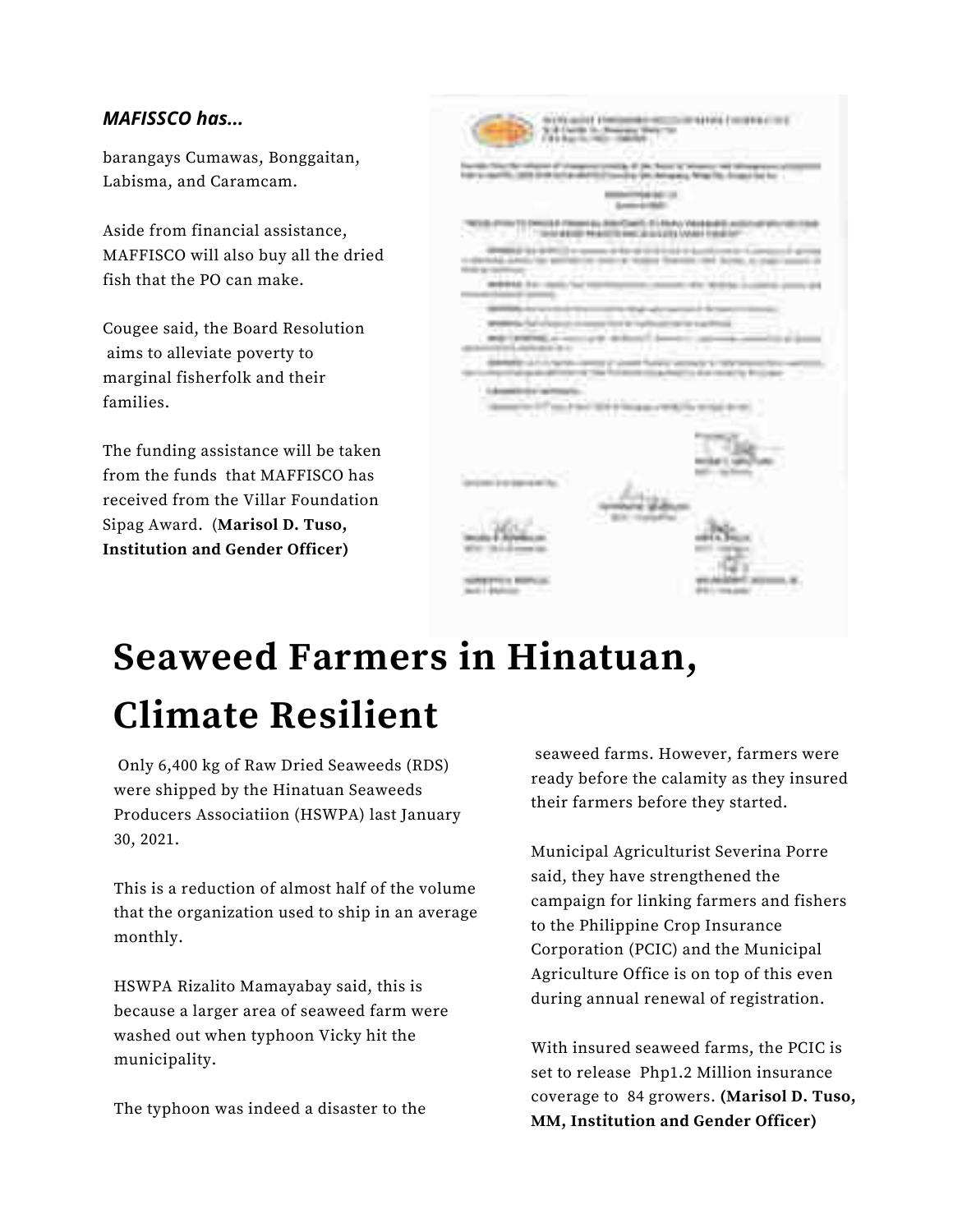*MAFISSCO has...*

barangays Cumawas, Bonggaitan, Labisma, and Caramcam.

Aside from financial assistance, MAFFISCO will also buy all the dried fish that the PO can make.

Cougee said, the Board Resolution aims to alleviate poverty to marginal fisherfolk and their families.

The funding assistance will be taken from the funds that MAFFISCO has received from the Villar Foundation Sipag Award. (**Marisol D. Tuso, Institution and Gender Officer)**

# Seaweed Farmers in Hinatuan, Climate Resilient

Only 6,400 kg of Raw Dried Seaweeds (RDS) were shipped by the Hinatuan Seaweeds Producers Associatiion (HSWPA) last January 30, 2021.

This is a reduction of almost half of the volume that the organization used to ship in an average monthly.

HSWPA Rizalito Mamayabay said, this is because a larger area of seaweed farm were washed out when typhoon Vicky hit the municipality.

The typhoon was indeed a disaster to the seaweed farms. However, farmers were ready before the calamity as they insured their farmers before they started.

Municipal Agriculturist Severina Porre said, they have strengthened the campaign for linking farmers and fishers to the Philippine Crop Insurance Corporation (PCIC) and the Municipal Agriculture Office is on top of this even during annual renewal of registration.

With insured seaweed farms, the PCIC is set to release Php1.2 Million insurance coverage to 84 growers. **(Marisol D. Tuso, MM, Institution and Gender Officer)**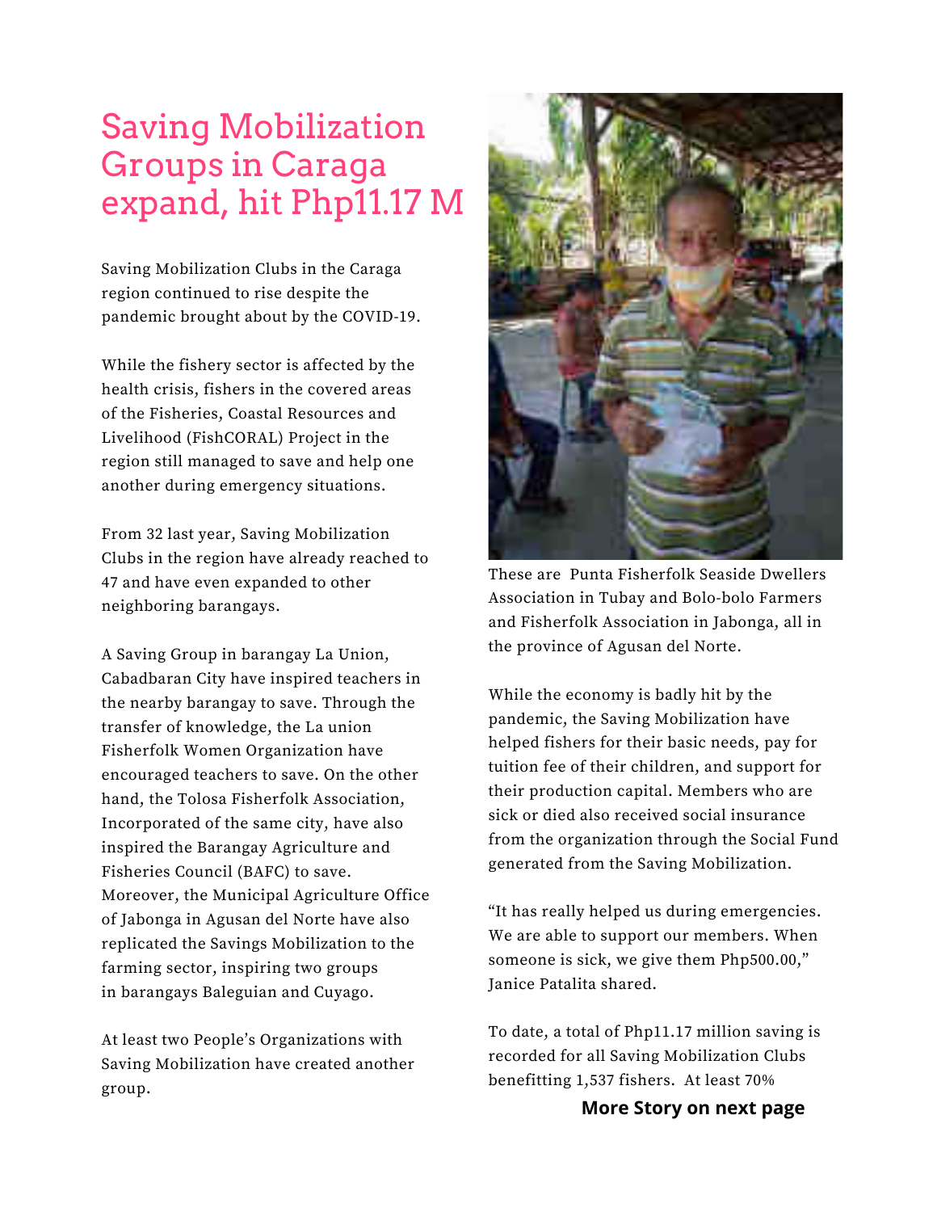# Saving Mobilization Groups in Caraga expand, hit Php11.17 M

Saving Mobilization Clubs in the Caraga region continued to rise despite the pandemic brought about by the COVID-19.

While the fishery sector is affected by the health crisis, fishers in the covered areas of the Fisheries, Coastal Resources and Livelihood (FishCORAL) Project in the region still managed to save and help one another during emergency situations.

From 32 last year, Saving Mobilization Clubs in the region have already reached to 47 and have even expanded to other neighboring barangays.

A Saving Group in barangay La Union, Cabadbaran City have inspired teachers in the nearby barangay to save. Through the transfer of knowledge, the La union Fisherfolk Women Organization have encouraged teachers to save. On the other hand, the Tolosa Fisherfolk Association, Incorporated of the same city, have also inspired the Barangay Agriculture and Fisheries Council (BAFC) to save. Moreover, the Municipal Agriculture Office of Jabonga in Agusan del Norte have also replicated the Savings Mobilization to the farming sector, inspiring two groups in barangays Baleguian and Cuyago.

At least two People's Organizations with Saving Mobilization have created another group.

These are Punta Fisherfolk Seaside Dwellers Association in Tubay and Bolo-bolo Farmers and Fisherfolk Association in Jabonga, all in the province of Agusan del Norte.

While the economy is badly hit by the pandemic, the Saving Mobilization have helped fishers for their basic needs, pay for tuition fee of their children, and support for their production capital. Members who are sick or died also received social insurance from the organization through the Social Fund generated from the Saving Mobilization.

"It has really helped us during emergencies. We are able to support our members. When someone is sick, we give them Php500.00," Janice Patalita shared.

To date, a total of Php11.17 million saving is recorded for all Saving Mobilization Clubs benefitting 1,537 fishers. At least 70%

**More Story on next page**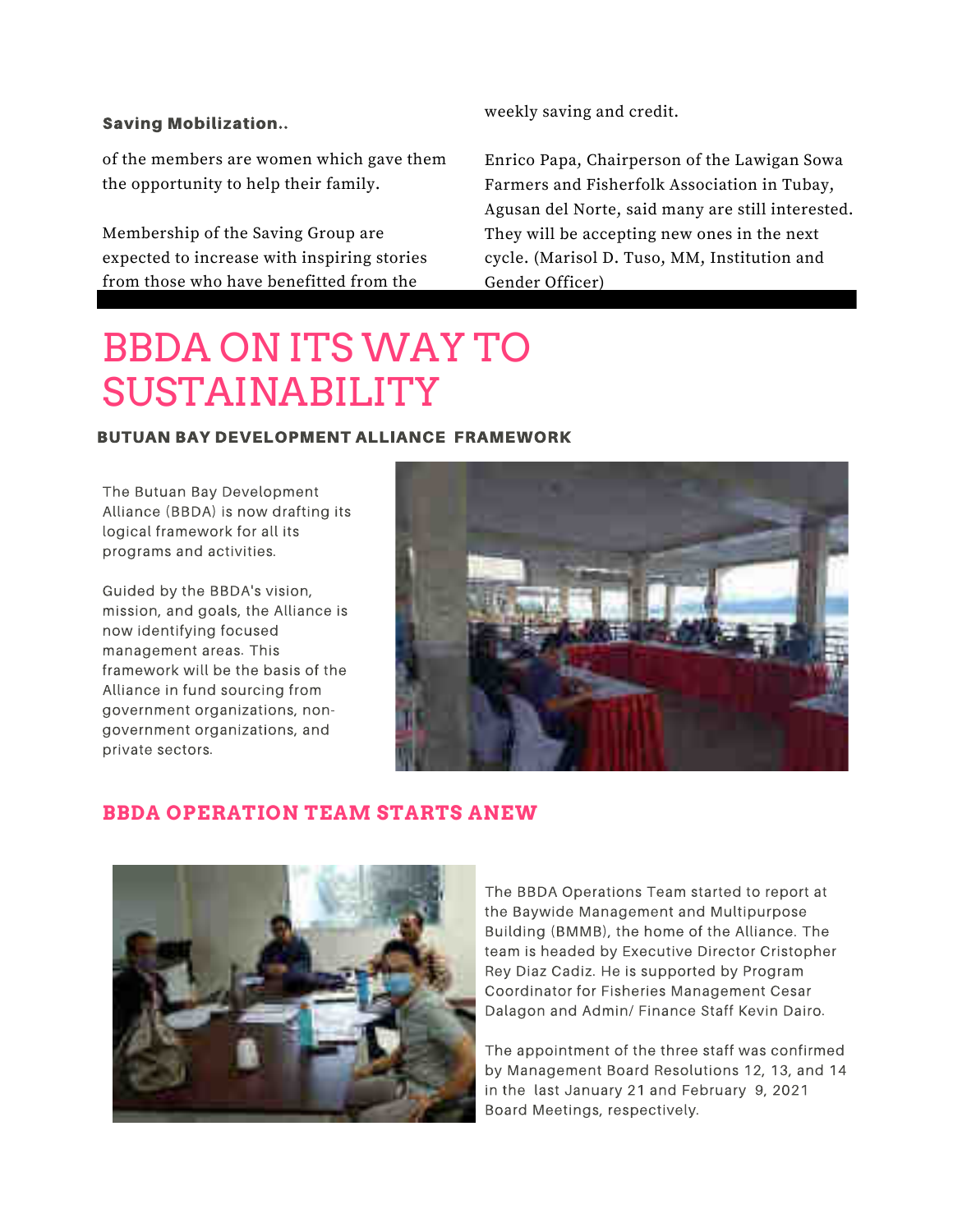**Saving Mobilization..**

of the members are women which gave them the opportunity to help their family.

Membership of the Saving Group are expected to increase with inspiring stories from those who have benefitted from the weekly saving and credit.

Enrico Papa, Chairperson of the Lawigan Sowa Farmers and Fisherfolk Association in Tubay, Agusan del Norte, said many are still interested. They will be accepting new ones in the next cycle. (Marisol D. Tuso, MM, Institution and Gender Officer)

# BBDA ON ITS WAY TO SUSTAINABILITY

### BUTUAN BAY DEVELOPMENT ALLIANCE FRAMEWORK

The Butuan Bay Development Alliance (BBDA) is now drafting its logical framework for all its programs and activities.

Guided by the BBDA's vision, mission, and goals, the Alliance is now identifying focused management areas. This framework will be the basis of the Alliance in fund sourcing from government organizations, non-government organizations, and private sectors.

## BBDA OPERATION TEAM STARTS ANEW

The BBDA Operations Team started to report at the Baywide Management and Multipurpose Building (BMMB), the home of the Alliance. The team is headed by Executive Director Cristopher Rey Diaz Cadiz. He is suported by Program Coordinator for Fisheries Management Cesar Dalagon and Admin/ Finance Staff Kevin Dairo.

The appointment of the three staff was confirmed by Management Board Resolutions 12, 13, and 14 in the last January 21 and February 9, 2021 Board Meetings, respectively.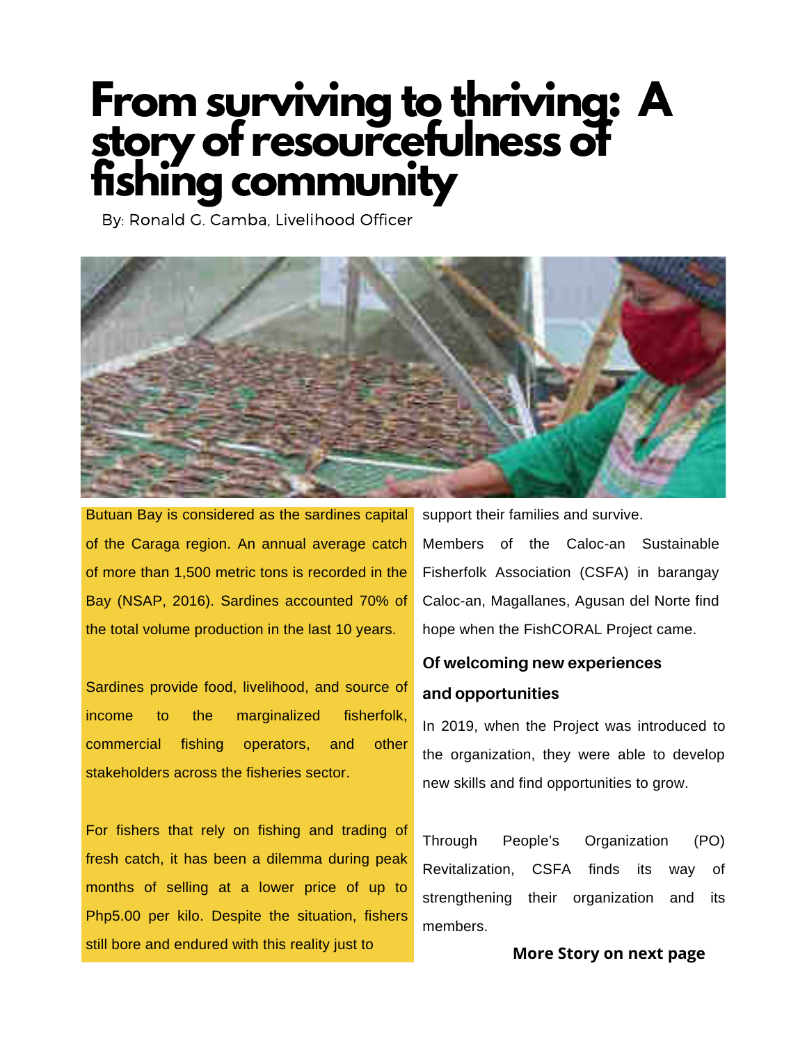# From surviving to thriving: A story of resourcefulness of fishing community

By: Ronald G. Camba, Livelihood Officer

Butuan Bay is considered as the sardines capital of the Caraga region. An annual average catch of more than 1,500 metric tons is recorded in the Bay (NSAP, 2016). Sardines accounted 70% of the total volume production in the last 10 years.

Sardines provide food, livelihood, and source of income to the marginalized fisherfolk, commercial fishing operators, and other stakeholders across the fisheries sector.

For fishers that rely on fishing and trading of fresh catch, it has been a dilemma during peak months of selling at a lower price of up to Php5.00 per kilo. Despite the situation, fishers still bore and endured with this reality just to support their families and survive.

Members of the Caloc-an Sustainable Fisherfolk Association (CSFA) in barangay Caloc-an, Magallanes, Agusan del Norte find hope when the FishCORAL Project came.

### Of welcoming new experiences and opportunities

In 2019, when the Project was introduced to the organization, they were able to develop new skills and find opportunities to grow.

Through People's Organization (PO) Revitalization, CSFA finds its way of strengthening their organization and its members.

**More Story on next page**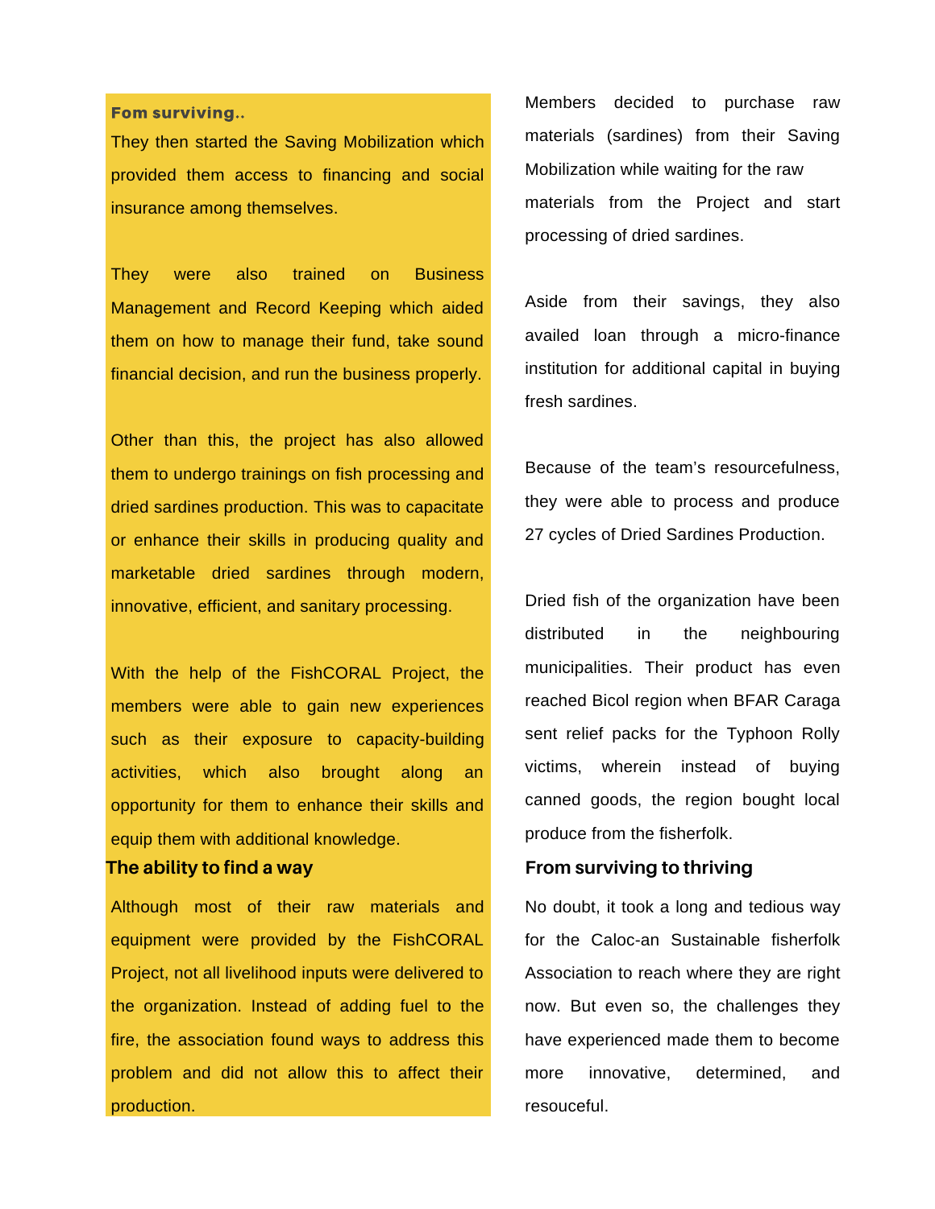**Fom surviving..**

They then started the Saving Mobilization which provided them access to financing and social insurance among themselves.

They were also trained on Business Management and Record Keeping which aided them on how to manage their fund, take sound financial decision, and run the business properly.

Other than this, the project has also allowed them to undergo trainings on fish processing and dried sardines production. This was to capacitate or enhance their skills in producing quality and marketable dried sardines through modern, innovative, efficient, and sanitary processing.

With the help of the FishCORAL Project, the members were able to gain new experiences such as their exposure to capacity-building activities, which also brought along an opportunity for them to enhance their skills and equip them with additional knowledge.

### The ability to find a way

Although most of their raw materials and equipment were provided by the FishCORAL Project, not all livelihood inputs were delivered to the organization. Instead of adding fuel to the fire, the association found ways to address this problem and did not allow this to affect their production.

Members decided to purchase raw materials (sardines) from their Saving Mobilization while waiting for the raw materials from the Project and start processing of dried sardines.

Aside from their savings, they also availed loan through a micro-finance institution for additional capital in buying fresh sardines.

Because of the team's resourcefulness, they were able to process and produce 27 cycles of Dried Sardines Production.

Dried fish of the organization have been distributed in the neighbouring municipalities. Their product has even reached Bicol region when BFAR Caraga sent relief packs for the Typhoon Rolly victims, wherein instead of buying canned goods, the region bought local produce from the fisherfolk.

### From surviving to thriving

No doubt, it took a long and tedious way for the Caloc-an Sustainable fisherfolk Association to reach where they are right now. But even so, the challenges they have experienced made them to become more innovative, determined, and resouceful.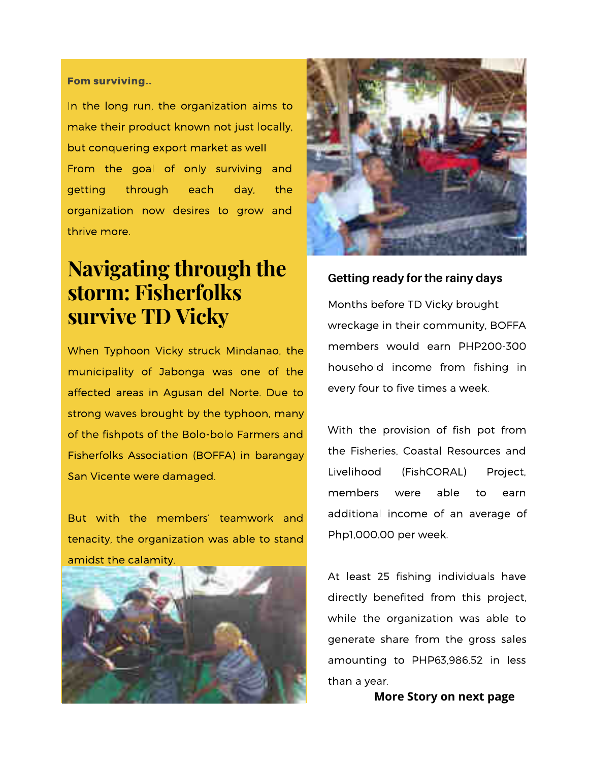**Fom surviving..**

In the long run, the organization aims to make their product known not just locally, but conquering export market as well

From the goal of only surviving and getting through each day, the organization now desires to grow and thrive more.

# Navigating through the storm: Fisherfolks survive TD Vicky

When Typhoon Vicky struck Mindanao, the municipality of Jabonga was one of the affected areas in Agusan del Norte. Due to strong waves brought by the typhoon, many of the fishpots of the Bolo-bolo Farmers and Fisherfolks Association (BOFFA) in barangay San Vicente were damaged.

But with the members' teamwork and tenacity, the organization was able to stand amidst the calamity.

### Getting ready for the rainy days

Months before TD Vicky brought wreckage in their community, BOFFA members would earn PHP200-300 household income from fishing in every four to five times a week.

With the provision of fish pot from the Fisheries, Coastal Resources and Livelihood (FishCORAL) Project, members were able to earn additional income of an average of Php1,000.00 per week.

At least 25 fishing individuals have directly benefited from this project, while the organization was able to generate share from the gross sales amounting to PHP63,986.52 in less than a year.

**More Story on next page**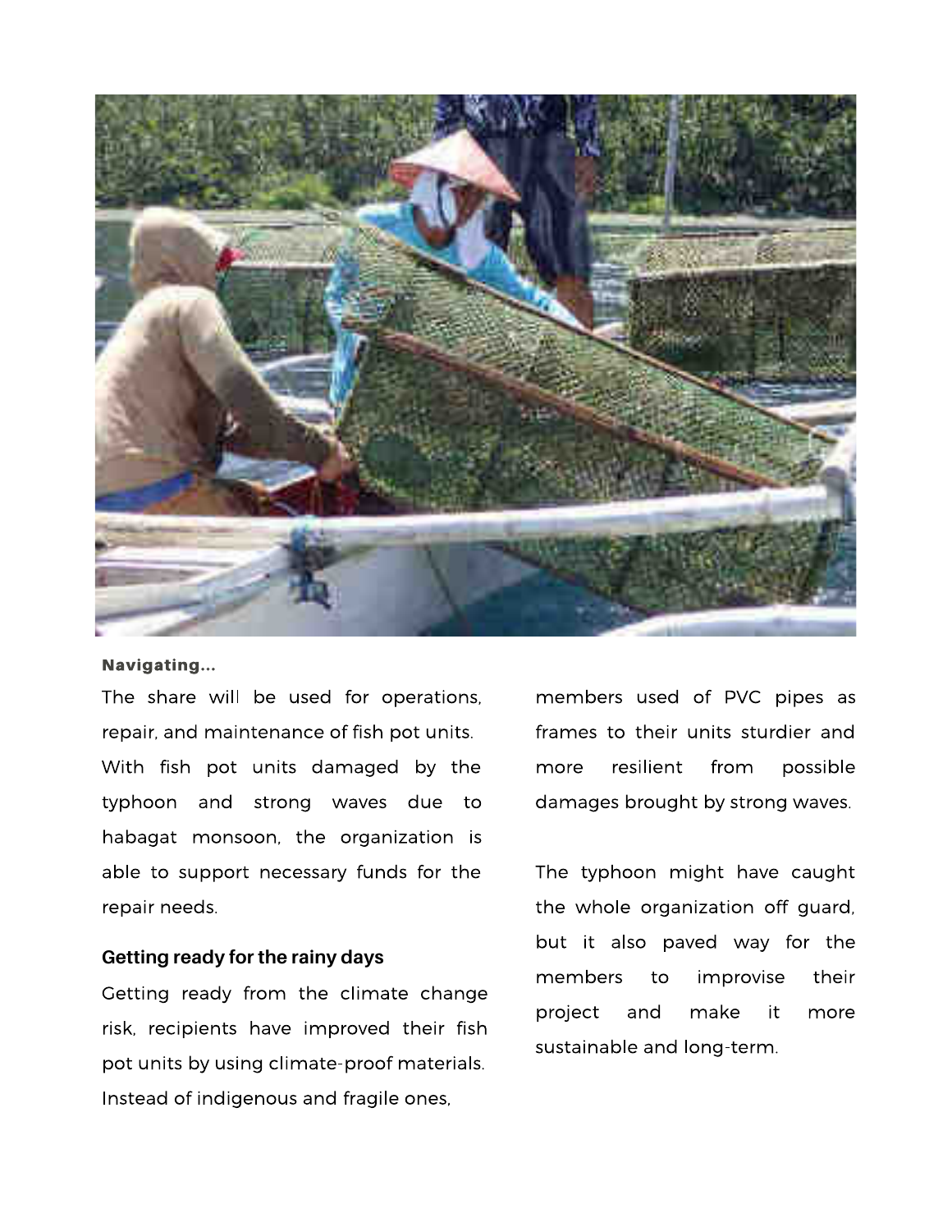**Navigating...**

The share will be used for operations, repair, and maintenance of fish pot units. With fish pot units damaged by the typhoon and strong waves due to habagat monsoon, the organization is able to support necessary funds for the repair needs.

## Getting ready for the rainy days

Getting ready from the climate change risk, recipients have improved their fish pot units by using climate-proof materials. Instead of indigenous and fragile ones, members used of PVC pipes as frames to their units sturdier and more resilient from possible damages brought by strong waves.

The typhoon might have caught the whole organization off guard, but it also paved way for the members to improvise their project and make it more sustainable and long-term.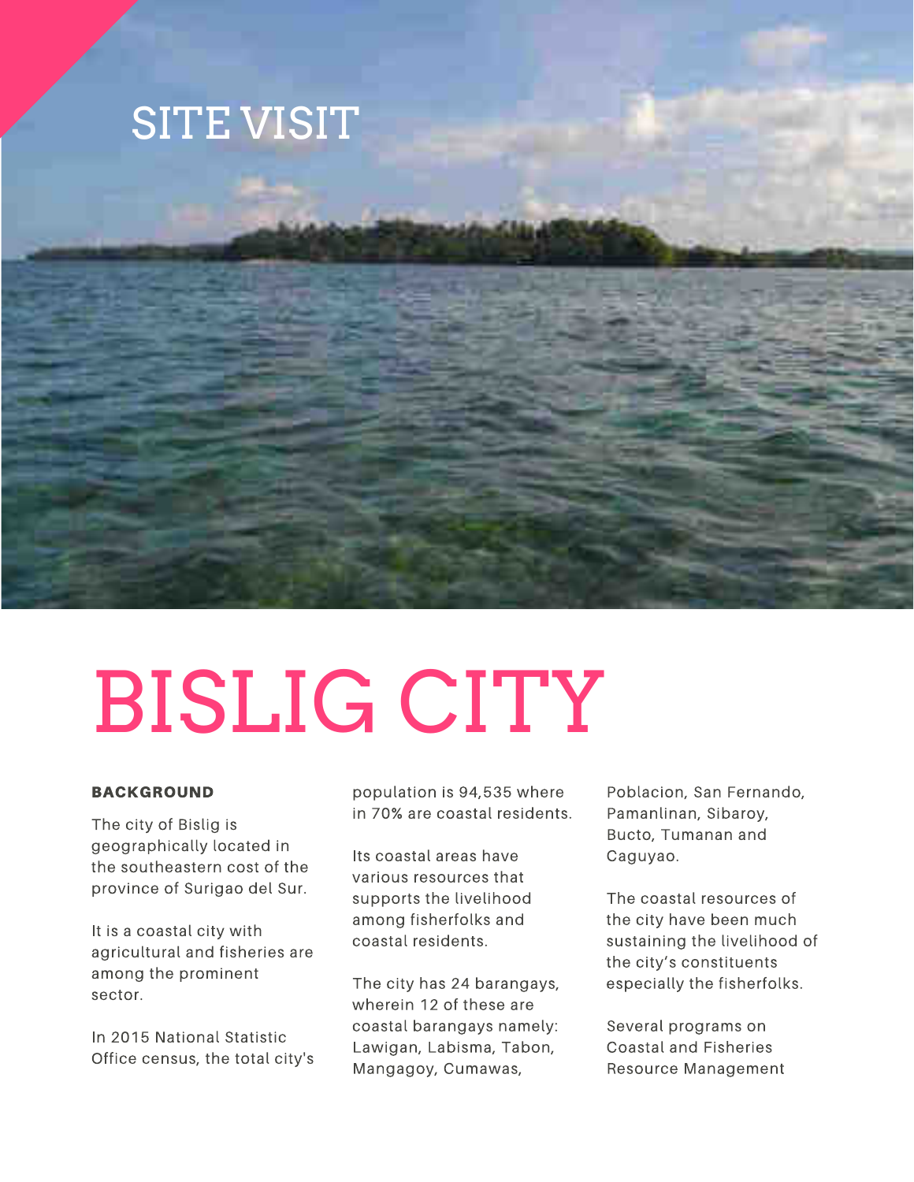# SITE VISIT

# BISLIG CITY

**BACKGROUND**

The city of Bislig is geographically located in the southeastern cost of the province of Surigao del Sur.

It is a coastal city with agricultural and fisheries are among the prominent sector.

In 2015 National Statistic Office census, the total city's population is 94,535 where in 70% are coastal residents.

Its coastal areas have various resources that supports the livelihood among fisherfolks and coastal residents.

The city has 24 barangays, wherein 12 of these are coastal barangays namely: Lawigan, Labisma, Tabon, Mangagoy, Cumawas, Poblacion, San Fernando, Pamanlinan, Sibaroy, Bucto, Tumanan and Caguyao.

The coastal resources of the city have been much sustaining the livelihood of the city's constituents especially the fisherfolks.

Several programs on Coastal and Fisheries Resource Management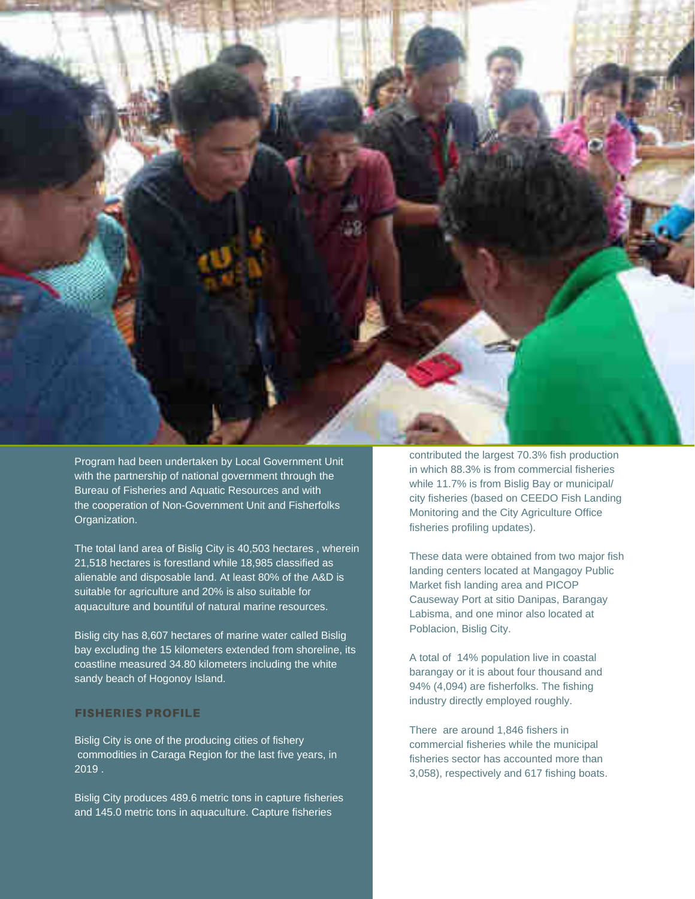Program had been undertaken by Local Government Unit with the partnership of national government through the Bureau of Fisheries and Aquatic Resources and with the cooperation of Non-Government Unit and Fisherfolks Organization.

The total land area of Bislig City is 40,503 hectares , wherein 21,518 hectares is forestland while 18,985 classified as alienable and disposable land. At least 80% of the A&D is suitable for agriculture and 20% is also suitable for aquaculture and bountiful of natural marine resources.

Bislig city has 8,607 hectares of marine water called Bislig bay excluding the 15 kilometers extended from shoreline, its coastline measured 34.80 kilometers including the white sandy beach of Hogonoy Island.

## FISHERIES PROFILE

Bislig City is one of the producing cities of fishery commodities in Caraga Region for the last five years, in 2019 .

Bislig City produces 489.6 metric tons in capture fisheries and 145.0 metric tons in aquaculture. Capture fisheries contributed the largest 70.3% fish production in which 88.3% is from commercial fisheries while 11.7% is from Bislig Bay or municipal/ city fisheries (based on CEEDO Fish Landing Monitoring and the City Agriculture Office fisheries profiling updates).

These data were obtained from two major fish landing centers located at Mangagoy Public Market fish landing area and PICOP Causeway Port at sitio Danipas, Barangay Labisma, and one minor also located at Poblacion, Bislig City.

A total of 14% population live in coastal barangay or it is about four thousand and 94% (4,094) are fisherfolks. The fishing industry directly employed roughly.

There are around 1,846 fishers in commercial fisheries while the municipal fisheries sector has accounted more than 3,058), respectively and 617 fishing boats.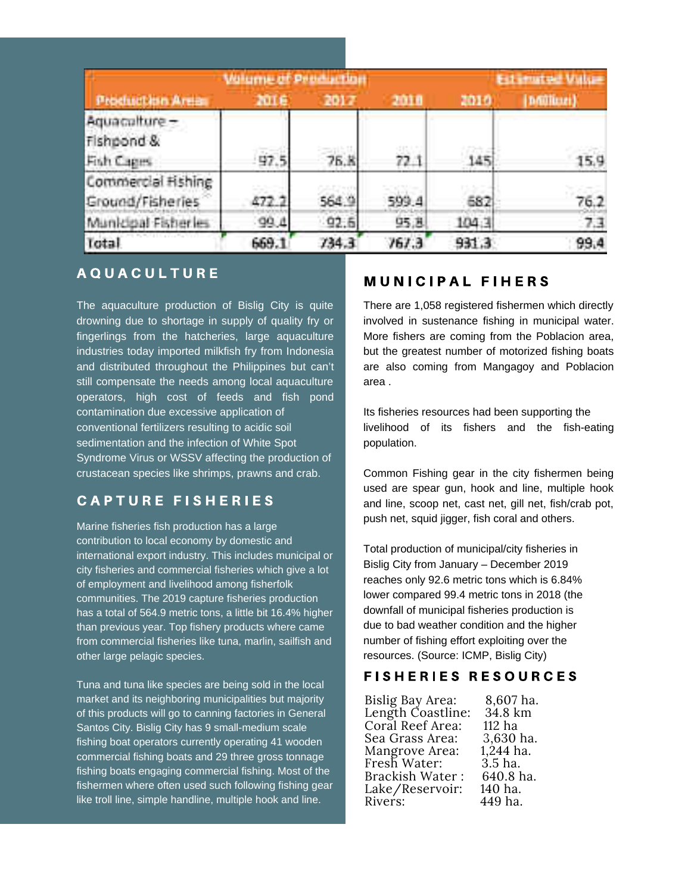| Production Areas | Volume of Production | | | | Estimated Value |
|---|---|---|---|---|---|
| | 2016 | 2017 | 2018 | 2019 | (Million) |
| Aquaculture – Fishpond & Fish Cages | 97.5 | 76.8 | 72.1 | 145 | 15.9 |
| Commercial Fishing Ground/Fisheries | 472.2 | 564.9 | 599.4 | 682 | 76.2 |
| Municipal Fisheries | 99.4 | 92.6 | 95.8 | 104.3 | 7.3 |
| Total | 669.1 | 734.3 | 767.3 | 931.3 | 99.4 |

## AQUACULTURE

The aquaculture production of Bislig City is quite drowning due to shortage in supply of quality fry or fingerlings from the hatcheries, large aquaculture industries today imported milkfish fry from Indonesia and distributed throughout the Philippines but can't still compensate the needs among local aquaculture operators, high cost of feeds and fish pond contamination due excessive application of conventional fertilizers resulting to acidic soil sedimentation and the infection of White Spot Syndrome Virus or WSSV affecting the production of crustacean species like shrimps, prawns and crab.

## CAPTURE FISHERIES

Marine fisheries fish production has a large contribution to local economy by domestic and international export industry. This includes municipal or city fisheries and commercial fisheries which give a lot of employment and livelihood among fisherfolk communities. The 2019 capture fisheries production has a total of 564.9 metric tons, a little bit 16.4% higher than previous year. Top fishery products where came from commercial fisheries like tuna, marlin, sailfish and other large pelagic species.

Tuna and tuna like species are being sold in the local market and its neighboring municipalities but majority of this products will go to canning factories in General Santos City. Bislig City has 9 small-medium scale fishing boat operators currently operating 41 wooden commercial fishing boats and 29 three gross tonnage fishing boats engaging commercial fishing. Most of the fishermen where often used such following fishing gear like troll line, simple handline, multiple hook and line.

## MUNICIPAL FIHERS

There are 1,058 registered fishermen which directly involved in sustenance fishing in municipal water. More fishers are coming from the Poblacion area, but the greatest number of motorized fishing boats are also coming from Mangagoy and Poblacion area .

Its fisheries resources had been supporting the livelihood of its fishers and the fish-eating population.

Common Fishing gear in the city fishermen being used are spear gun, hook and line, multiple hook and line, scoop net, cast net, gill net, fish/crab pot, push net, squid jigger, fish coral and others.

Total production of municipal/city fisheries in Bislig City from January – December 2019 reaches only 92.6 metric tons which is 6.84% lower compared 99.4 metric tons in 2018 (the downfall of municipal fisheries production is due to bad weather condition and the higher number of fishing effort exploiting over the resources. (Source: ICMP, Bislig City)

## FISHERIES RESOURCES

| | |
|---|---|
| Bislig Bay Area: | 8,607 ha. |
| Length Coastline: | 34.8 km |
| Coral Reef Area: | 112 ha |
| Sea Grass Area: | 3,630 ha. |
| Mangrove Area: | 1,244 ha. |
| Fresh Water: | 3.5 ha. |
| Brackish Water : | 640.8 ha. |
| Lake/Reservoir: | 140 ha. |
| Rivers: | 449 ha. |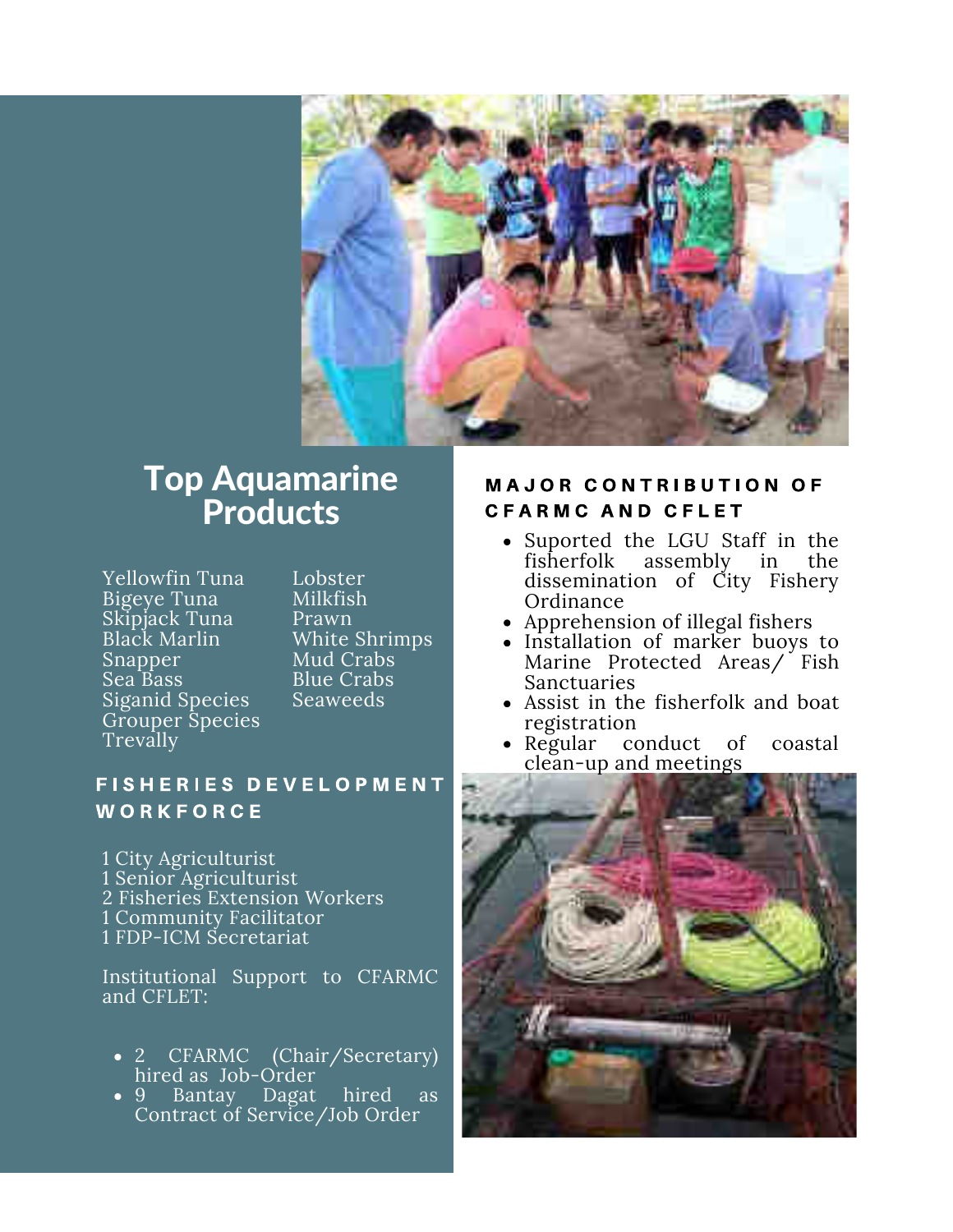## Top Aquamarine Products

- Yellowfin Tuna
- Bigeye Tuna
- Skipjack Tuna
- Black Marlin
- Snapper
- Sea Bass
- Siganid Species
- Grouper Species
- Trevally
- Lobster
- Milkfish
- Prawn
- White Shrimps
- Mud Crabs
- Blue Crabs
- Seaweeds

### FISHERIES DEVELOPMENT WORKFORCE

1 City Agriculturist
1 Senior Agriculturist
2 Fisheries Extension Workers
1 Community Facilitator
1 FDP-ICM Secretariat

Institutional Support to CFARMC and CFLET:

- 2 CFARMC (Chair/Secretary) hired as Job-Order
- 9 Bantay Dagat hired as Contract of Service/Job Order

### MAJOR CONTRIBUTION OF CFARMC AND CFLET

- Suported the LGU Staff in the fisherfolk assembly in the dissemination of City Fishery Ordinance
- Apprehension of illegal fishers
- Installation of marker buoys to Marine Protected Areas/ Fish Sanctuaries
- Assist in the fisherfolk and boat registration
- Regular conduct of coastal clean-up and meetings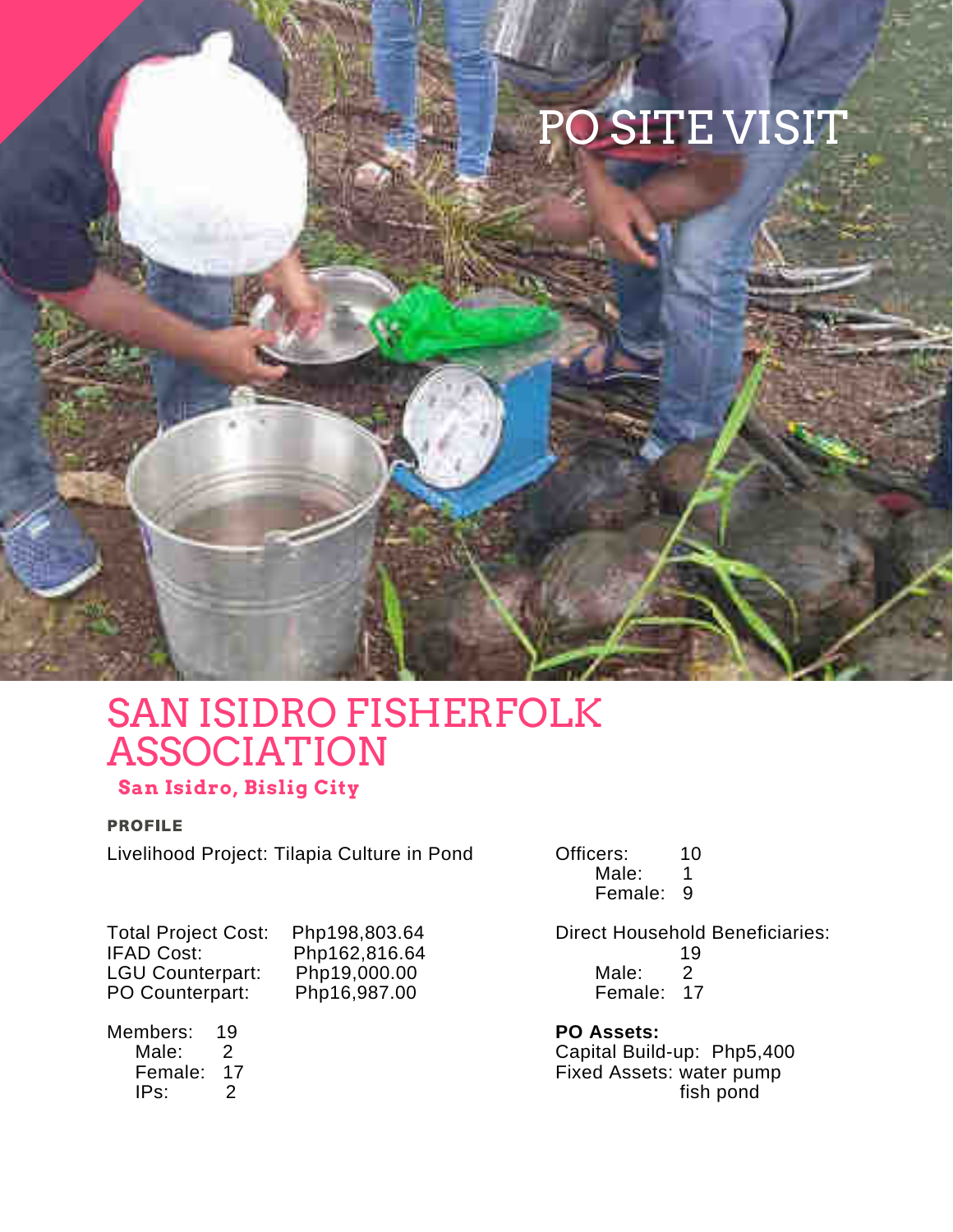PO SITE VISIT

# SAN ISIDRO FISHERFOLK ASSOCIATION

### San Isidro, Bislig City

**PROFILE**

Livelihood Project: Tilapia Culture in Pond

Total Project Cost: Php198,803.64
IFAD Cost: Php162,816.64
LGU Counterpart: Php19,000.00
PO Counterpart: Php16,987.00

Members: 19
- Male: 2
- Female: 17
- IPs: 2

Officers: 10
- Male: 1
- Female: 9

Direct Household Beneficiaries: 19
- Male: 2
- Female: 17

**PO Assets:**
Capital Build-up: Php5,400
Fixed Assets: water pump
fish pond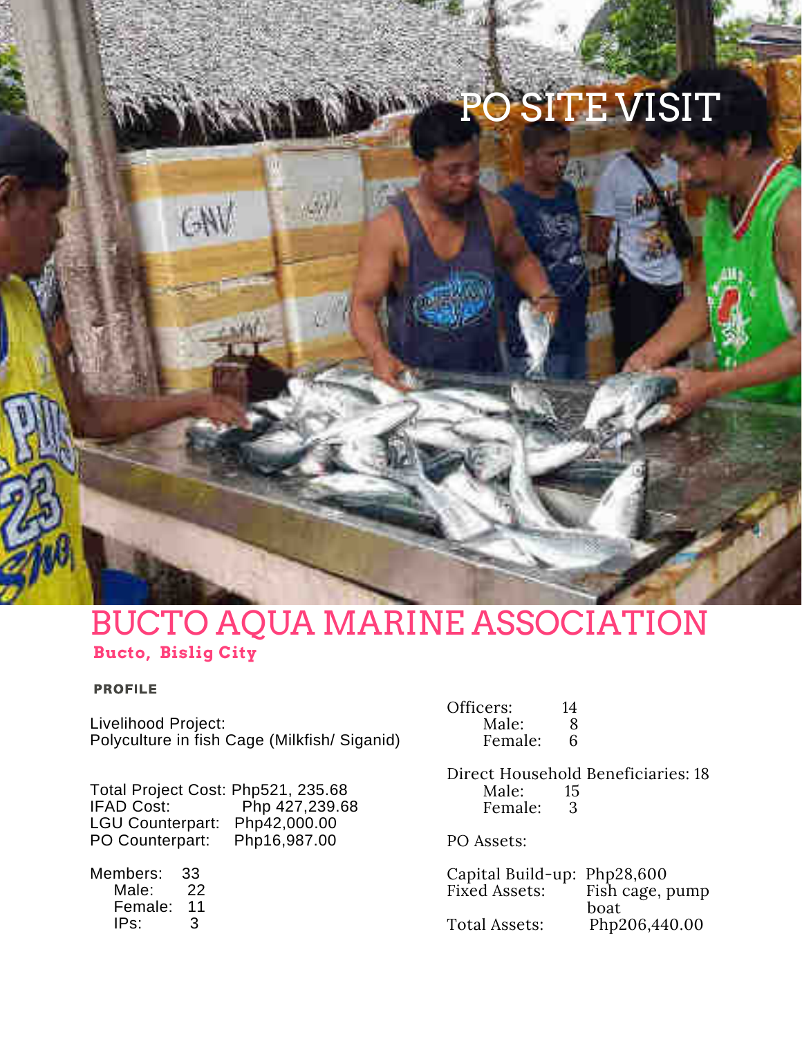PO SITE VISIT

# BUCTO AQUA MARINE ASSOCIATION

**Bucto, Bislig City**

**PROFILE**

Livelihood Project:
Polyculture in fish Cage (Milkfish/ Siganid)

Total Project Cost: Php521, 235.68
IFAD Cost: Php 427,239.68
LGU Counterpart: Php42,000.00
PO Counterpart: Php16,987.00

Members: 33
- Male: 22
- Female: 11
- IPs: 3

Officers: 14
- Male: 8
- Female: 6

Direct Household Beneficiaries: 18
- Male: 15
- Female: 3

PO Assets:

Capital Build-up: Php28,600
Fixed Assets: Fish cage, pump boat
Total Assets: Php206,440.00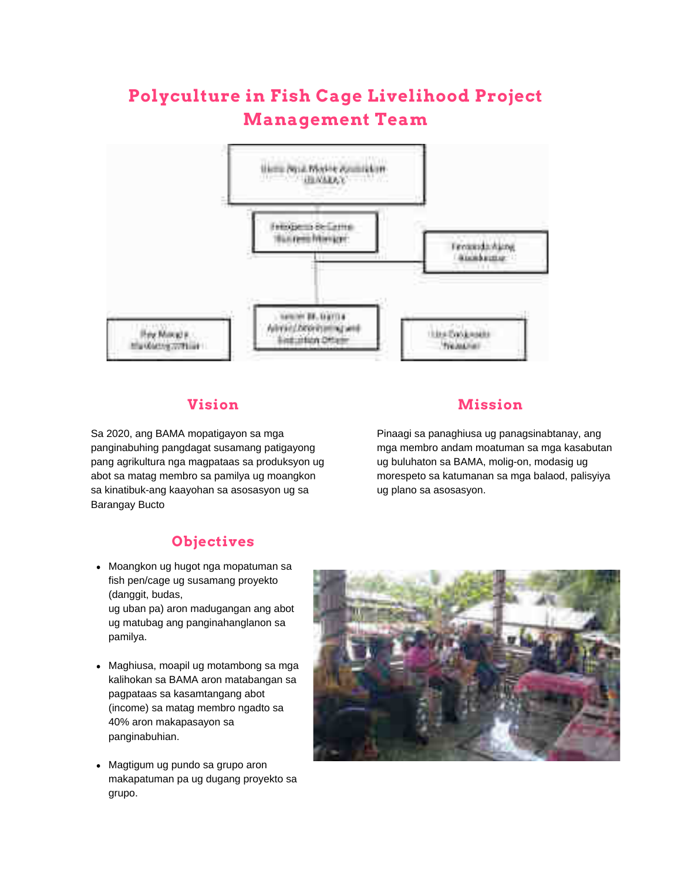# Polyculture in Fish Cage Livelihood Project Management Team

## Vision

Sa 2020, ang BAMA mopatigayon sa mga panginabuhing pangdagat susamang patigayong pang agrikultura nga magpataas sa produksyon ug abot sa matag membro sa pamilya ug moangkon sa kinatibuk-ang kaayohan sa asosasyon ug sa Barangay Bucto

## Mission

Pinaagi sa panaghiusa ug panagsinabtanay, ang mga membro andam moatuman sa mga kasabutan ug buluhaton sa BAMA, molig-on, modasig ug morespeto sa katumanan sa mga balaod, palisyiya ug plano sa asosasyon.

## Objectives

- Moangkon ug hugot nga mopatuman sa fish pen/cage ug susamang proyekto (danggit, budas, ug uban pa) aron madugangan ang abot ug matubag ang panginahanglanon sa pamilya.
- Maghiusa, moapil ug motambong sa mga kalihokan sa BAMA aron matabangan sa pagpataas sa kasamtangang abot (income) sa matag membro ngadto sa 40% aron makapasayon sa panginabuhian.
- Magtigum ug pundo sa grupo aron makapatuman pa ug dugang proyekto sa grupo.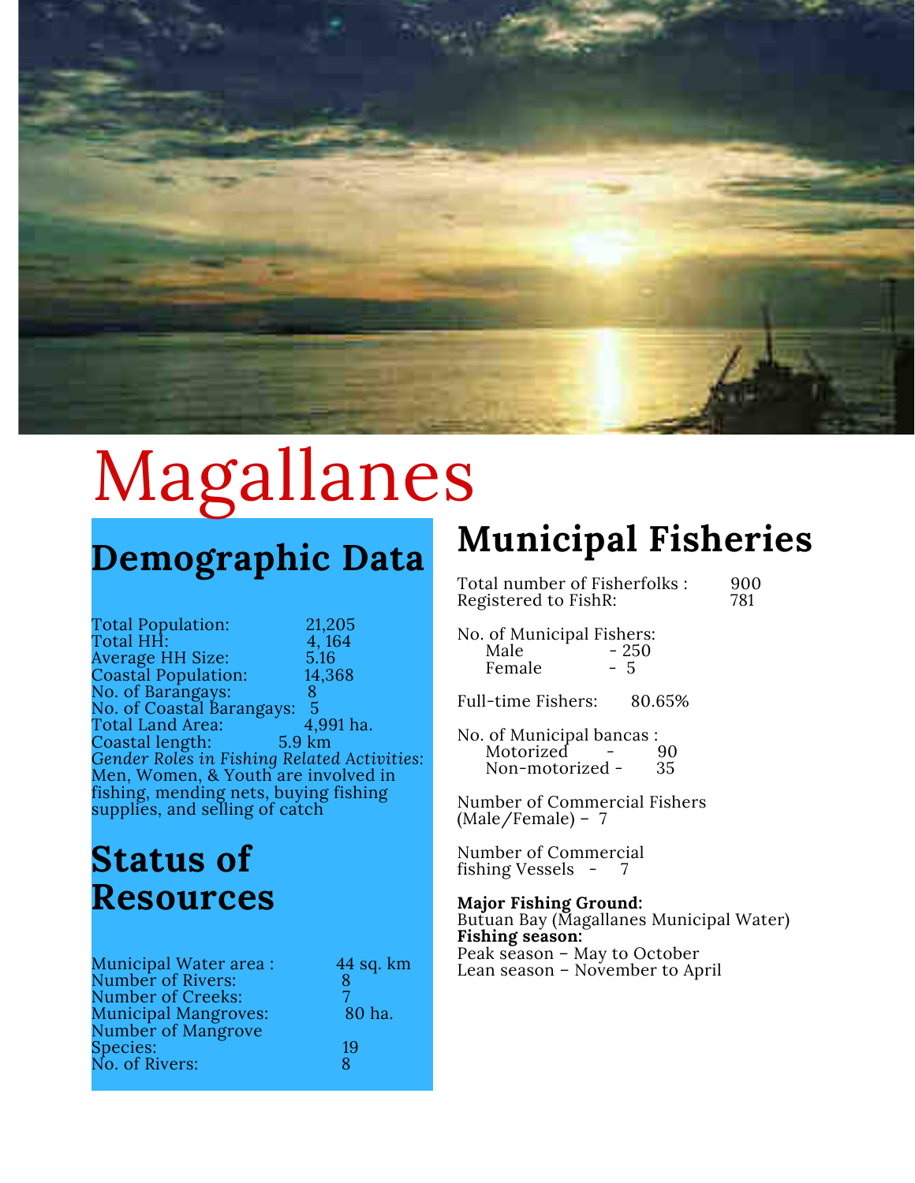# Magallanes

## Demographic Data

Total Population: 21,205
Total HH: 4, 164
Average HH Size: 5.16
Coastal Population: 14,368
No. of Barangays: 8
No. of Coastal Barangays: 5
Total Land Area: 4,991 ha.
Coastal length: 5.9 km
*Gender Roles in Fishing Related Activities:* Men, Women, & Youth are involved in fishing, mending nets, buying fishing supplies, and selling of catch

## Status of Resources

Municipal Water area : 44 sq. km
Number of Rivers: 8
Number of Creeks: 7
Municipal Mangroves: 80 ha.
Number of Mangrove Species: 19
No. of Rivers: 8

## Municipal Fisheries

Total number of Fisherfolks : 900
Registered to FishR: 781

No. of Municipal Fishers:
- Male - 250
- Female - 5

Full-time Fishers: 80.65%

No. of Municipal bancas :
- Motorized - 90
- Non-motorized - 35

Number of Commercial Fishers (Male/Female) – 7

Number of Commercial fishing Vessels - 7

**Major Fishing Ground:**
Butuan Bay (Magallanes Municipal Water)
**Fishing season:**
Peak season – May to October
Lean season – November to April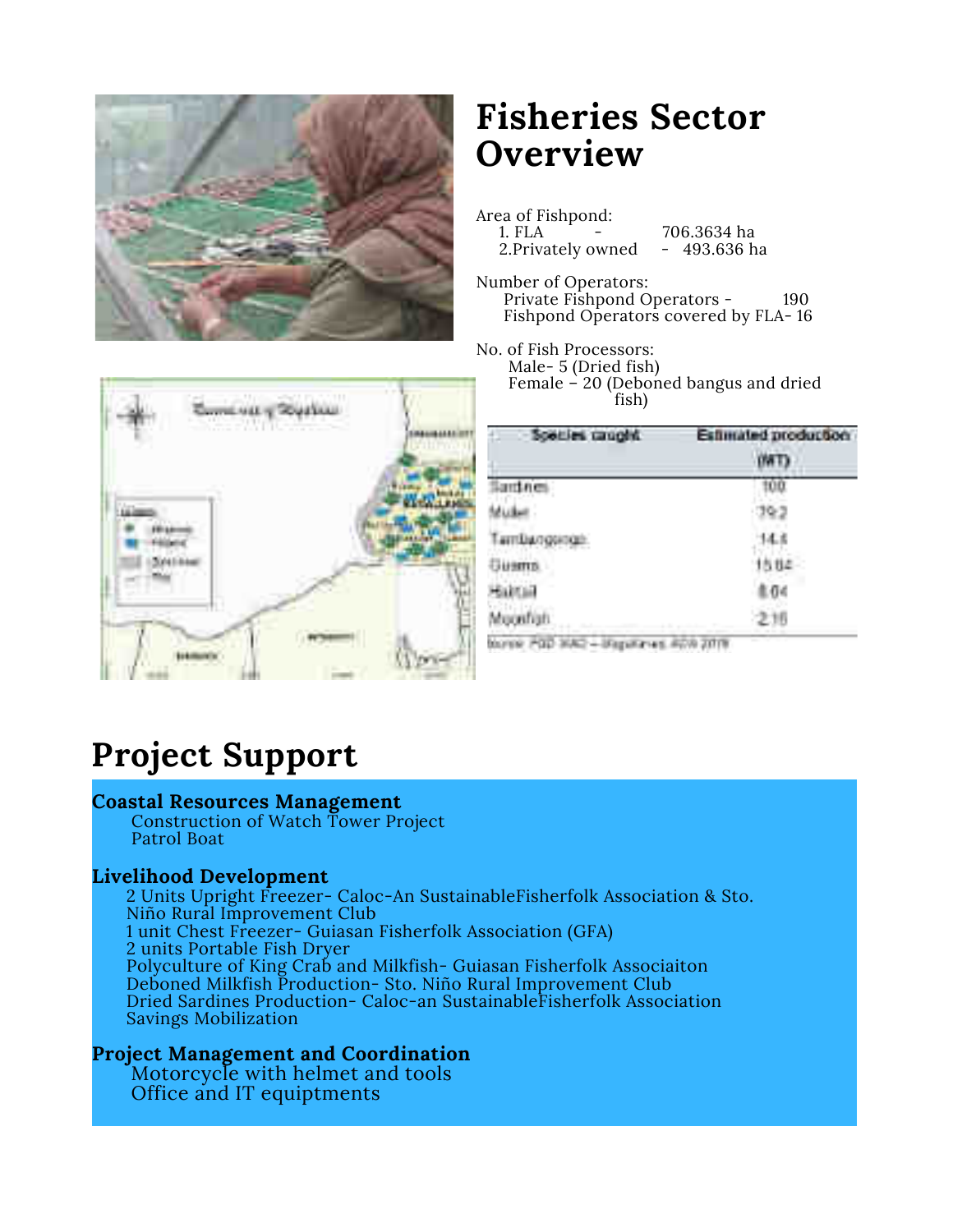# Fisheries Sector Overview

Area of Fishpond:
1. FLA - 706.3634 ha
2. Privately owned - 493.636 ha

Number of Operators:
Private Fishpond Operators - 190
Fishpond Operators covered by FLA- 16

No. of Fish Processors:
Male- 5 (Dried fish)
Female – 20 (Deboned bangus and dried fish)

| Species caught | Estimated production (MT) |
|---|---|
| Sardines | 100 |
| Mullet | 79.2 |
| Tambangongo | 14.4 |
| Guams | 15.84 |
| Halfbill | 8.64 |
| Moonfish | 2.16 |

Source: FGD 2012 – Maguindanao ADN 2019

# Project Support

**Coastal Resources Management**
- Construction of Watch Tower Project
- Patrol Boat

**Livelihood Development**
- 2 Units Upright Freezer- Caloc-An SustainableFisherfolk Association & Sto. Niño Rural Improvement Club
- 1 unit Chest Freezer- Guiasan Fisherfolk Association (GFA)
- 2 units Portable Fish Dryer
- Polyculture of King Crab and Milkfish- Guiasan Fisherfolk Associaiton
- Deboned Milkfish Production- Sto. Niño Rural Improvement Club
- Dried Sardines Production- Caloc-an SustainableFisherfolk Association
- Savings Mobilization

**Project Management and Coordination**
- Motorcycle with helmet and tools
- Office and IT equiptments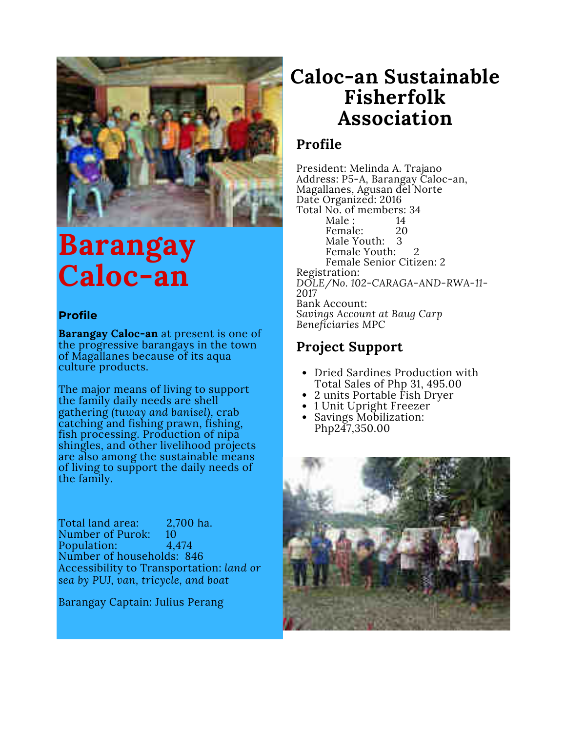# Barangay Caloc-an

## Profile

**Barangay Caloc-an** at present is one of the progressive barangays in the town of Magallanes because of its aqua culture products.

The major means of living to support the family daily needs are shell gathering *(tuway and banisel)*, crab catching and fishing prawn, fishing, fish processing. Production of nipa shingles, and other livelihood projects are also among the sustainable means of living to support the daily needs of the family.

Total land area: 2,700 ha.
Number of Purok: 10
Population: 4,474
Number of households: 846
Accessibility to Transportation: *land or sea by PUJ, van, tricycle, and boat*

Barangay Captain: Julius Perang

# Caloc-an Sustainable Fisherfolk Association

## Profile

President: Melinda A. Trajano
Address: P5-A, Barangay Caloc-an, Magallanes, Agusan del Norte
Date Organized: 2016
Total No. of members: 34

- Male : 14
- Female: 20
- Male Youth: 3
- Female Youth: 2
- Female Senior Citizen: 2

Registration:
DOLE/No. 102-CARAGA-AND-RWA-11-2017
Bank Account:
*Savings Account at Baug Carp Beneficiaries MPC*

## Project Support

- Dried Sardines Production with Total Sales of Php 31, 495.00
- 2 units Portable Fish Dryer
- 1 Unit Upright Freezer
- Savings Mobilization: Php247,350.00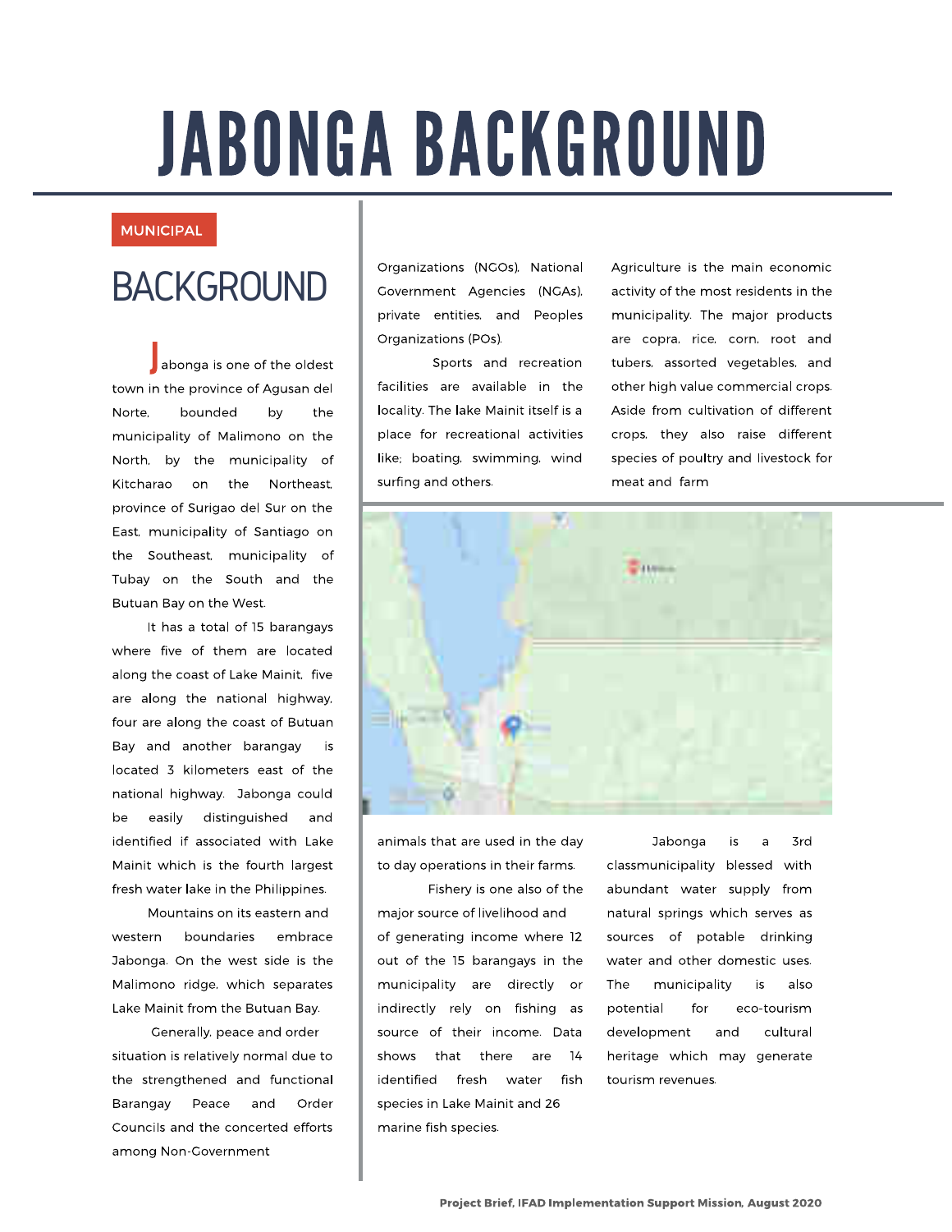# JABONGA BACKGROUND

MUNICIPAL

## BACKGROUND

Jabonga is one of the oldest town in the province of Agusan del Norte, bounded by the municipality of Malimono on the North, by the municipality of Kitcharao on the Northeast, province of Surigao del Sur on the East, municipality of Santiago on the Southeast, municipality of Tubay on the South and the Butuan Bay on the West.

It has a total of 15 barangays where five of them are located along the coast of Lake Mainit, five are along the national highway, four are along the coast of Butuan Bay and another barangay is located 3 kilometers east of the national highway. Jabonga could be easily distinguished and identified if associated with Lake Mainit which is the fourth largest fresh water lake in the Philippines.

Mountains on its eastern and western boundaries embrace Jabonga. On the west side is the Malimono ridge, which separates Lake Mainit from the Butuan Bay.

Generally, peace and order situation is relatively normal due to the strengthened and functional Barangay Peace and Order Councils and the concerted efforts among Non-Government Organizations (NGOs), National Government Agencies (NGAs), private entities, and Peoples Organizations (POs).

Sports and recreation facilities are available in the locality. The lake Mainit itself is a place for recreational activities like; boating, swimming, wind surfing and others.

Agriculture is the main economic activity of the most residents in the municipality. The major products are copra, rice, corn, root and tubers, assorted vegetables, and other high value commercial crops. Aside from cultivation of different crops, they also raise different species of poultry and livestock for meat and farm animals that are used in the day to day operations in their farms.

Fishery is one also of the major source of livelihood and of generating income where 12 out of the 15 barangays in the municipality are directly or indirectly rely on fishing as source of their income. Data shows that there are 14 identified fresh water fish species in Lake Mainit and 26 marine fish species.

Jabonga is a 3rd classmunicipality blessed with abundant water supply from natural springs which serves as sources of potable drinking water and other domestic uses. The municipality is also potential for eco-tourism development and cultural heritage which may generate tourism revenues.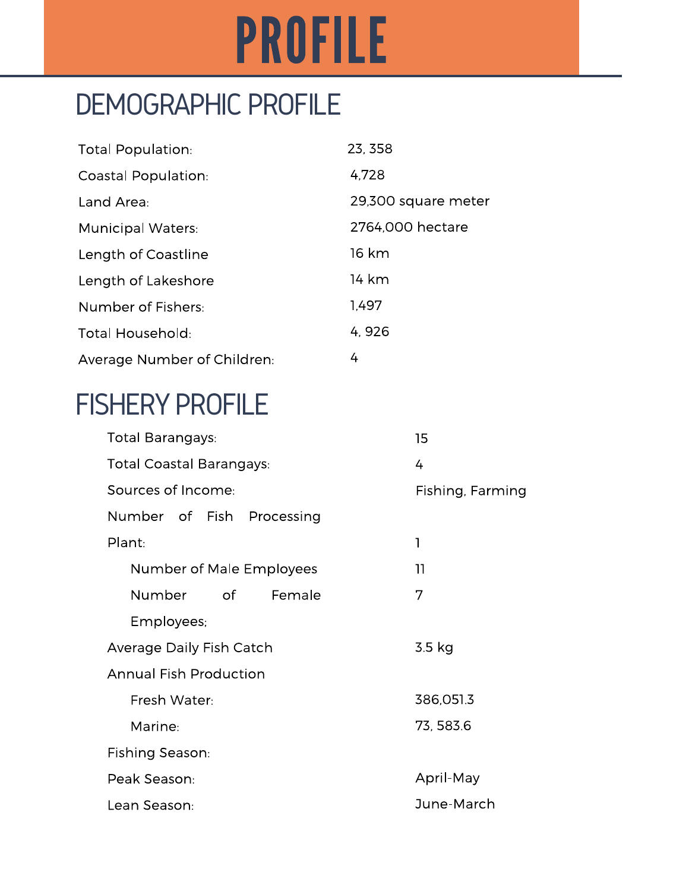# PROFILE

## DEMOGRAPHIC PROFILE

| | |
|---|---|
| Total Population: | 23, 358 |
| Coastal Population: | 4,728 |
| Land Area: | 29,300 square meter |
| Municipal Waters: | 2764,000 hectare |
| Length of Coastline | 16 km |
| Length of Lakeshore | 14 km |
| Number of Fishers: | 1,497 |
| Total Household: | 4, 926 |
| Average Number of Children: | 4 |

## FISHERY PROFILE

| | |
|---|---|
| Total Barangays: | 15 |
| Total Coastal Barangays: | 4 |
| Sources of Income: | Fishing, Farming |
| Number of Fish Processing Plant: | 1 |
| Number of Male Employees | 11 |
| Number of Female Employees; | 7 |
| Average Daily Fish Catch | 3.5 kg |
| Annual Fish Production | |
| Fresh Water: | 386,051.3 |
| Marine: | 73, 583.6 |
| Fishing Season: | |
| Peak Season: | April-May |
| Lean Season: | June-March |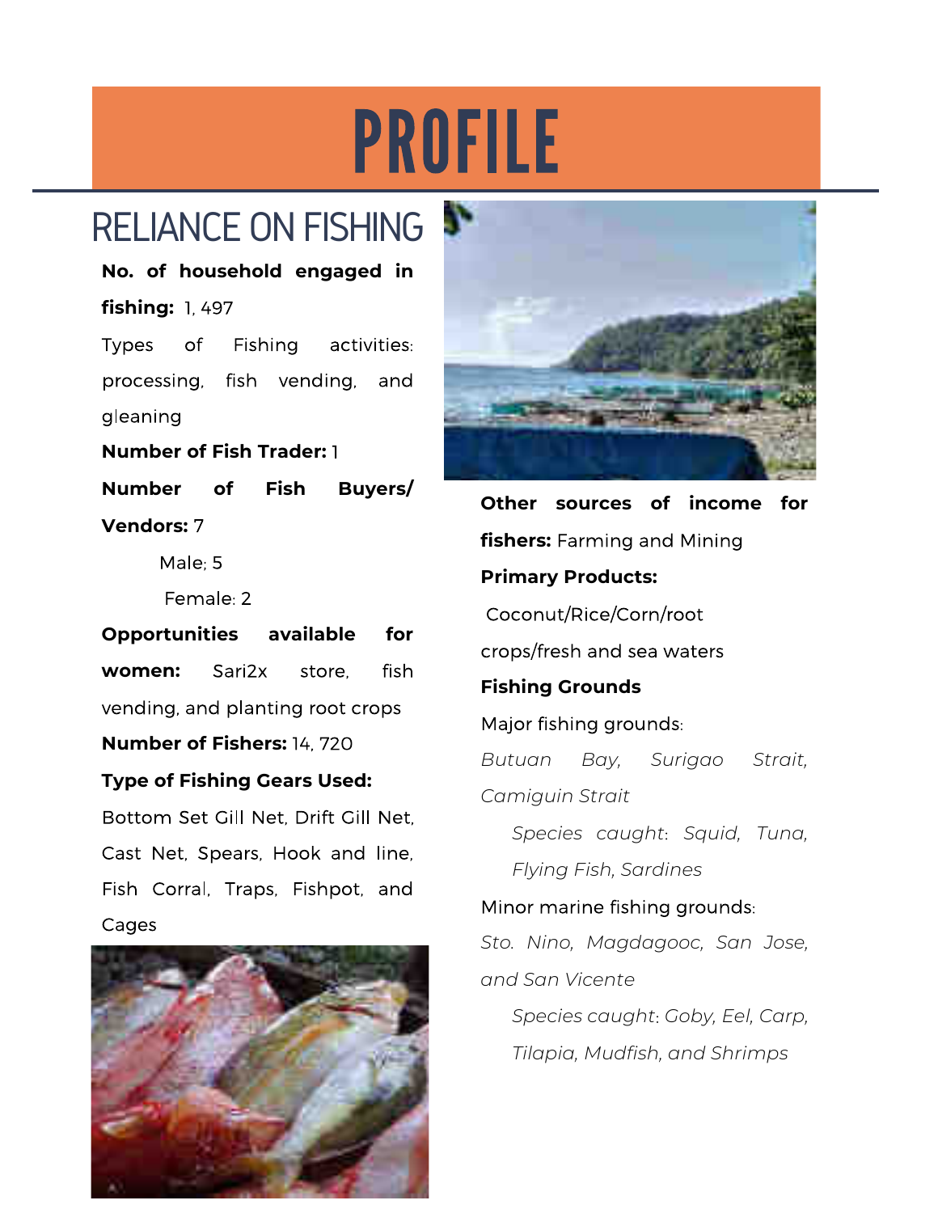# PROFILE

## RELIANCE ON FISHING

**No. of household engaged in fishing:** 1, 497

Types of Fishing activities: processing, fish vending, and gleaning

**Number of Fish Trader:** 1

**Number of Fish Buyers/ Vendors:** 7

Male; 5

Female: 2

**Opportunities available for women:** Sari2x store, fish vending, and planting root crops

**Number of Fishers:** 14, 720

**Type of Fishing Gears Used:**

Bottom Set Gill Net, Drift Gill Net, Cast Net, Spears, Hook and line, Fish Corral, Traps, Fishpot, and Cages

**Other sources of income for fishers:** Farming and Mining

**Primary Products:**

Coconut/Rice/Corn/root crops/fresh and sea waters

**Fishing Grounds**

Major fishing grounds:

*Butuan Bay, Surigao Strait, Camiguin Strait*

*Species caught: Squid, Tuna, Flying Fish, Sardines*

Minor marine fishing grounds:

*Sto. Nino, Magdagooc, San Jose, and San Vicente*

*Species caught: Goby, Eel, Carp, Tilapia, Mudfish, and Shrimps*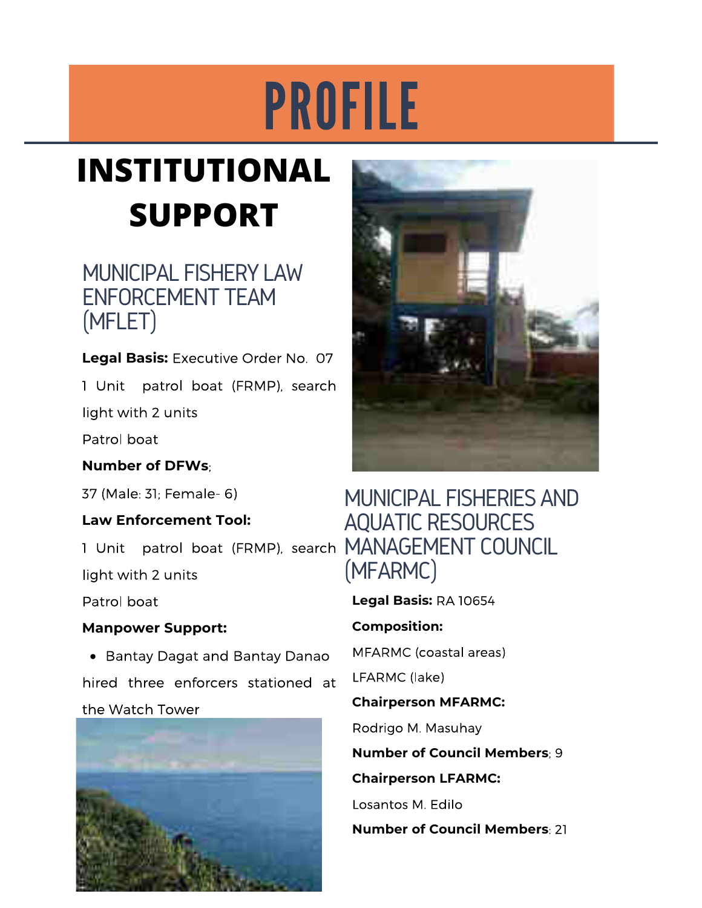# PROFILE

## INSTITUTIONAL SUPPORT

### MUNICIPAL FISHERY LAW ENFORCEMENT TEAM (MFLET)

**Legal Basis:** Executive Order No. 07

1 Unit patrol boat (FRMP), search light with 2 units

Patrol boat

**Number of DFWs**;

37 (Male: 31; Female- 6)

**Law Enforcement Tool:**

1 Unit patrol boat (FRMP), search light with 2 units

Patrol boat

**Manpower Support:**

- Bantay Dagat and Bantay Danao hired three enforcers stationed at the Watch Tower

### MUNICIPAL FISHERIES AND AQUATIC RESOURCES MANAGEMENT COUNCIL (MFARMC)

**Legal Basis:** RA 10654

**Composition:**

MFARMC (coastal areas)

LFARMC (lake)

**Chairperson MFARMC:**

Rodrigo M. Masuhay

**Number of Council Members**; 9

**Chairperson LFARMC:**

Losantos M. Edilo

**Number of Council Members**; 21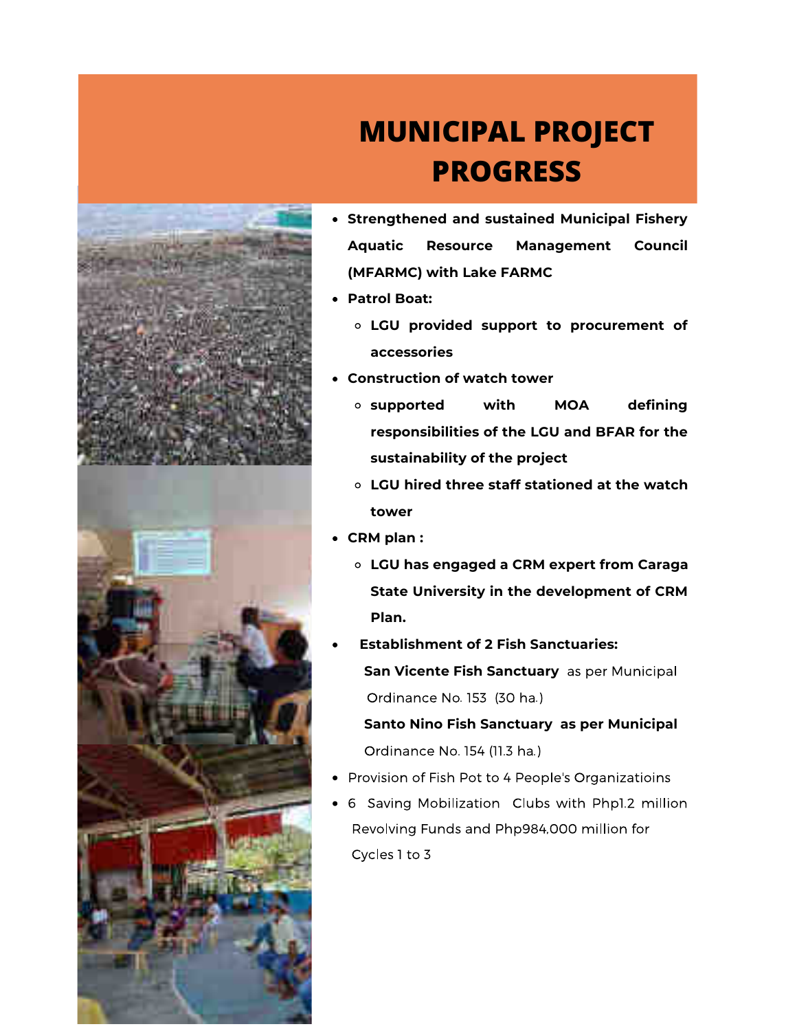# MUNICIPAL PROJECT PROGRESS

- **Strengthened and sustained Municipal Fishery Aquatic Resource Management Council (MFARMC) with Lake FARMC**
- **Patrol Boat:**
  - **LGU provided support to procurement of accessories**
- **Construction of watch tower**
  - **supported with MOA defining responsibilities of the LGU and BFAR for the sustainability of the project**
  - **LGU hired three staff stationed at the watch tower**
- **CRM plan :**
  - **LGU has engaged a CRM expert from Caraga State University in the development of CRM Plan.**
- **Establishment of 2 Fish Sanctuaries:**

  **San Vicente Fish Sanctuary** as per Municipal Ordinance No. 153 (30 ha.)

  **Santo Nino Fish Sanctuary as per Municipal** Ordinance No. 154 (11.3 ha.)
- Provision of Fish Pot to 4 People's Organizatioins
- 6 Saving Mobilization Clubs with Php1.2 million Revolving Funds and Php984,000 million for Cycles 1 to 3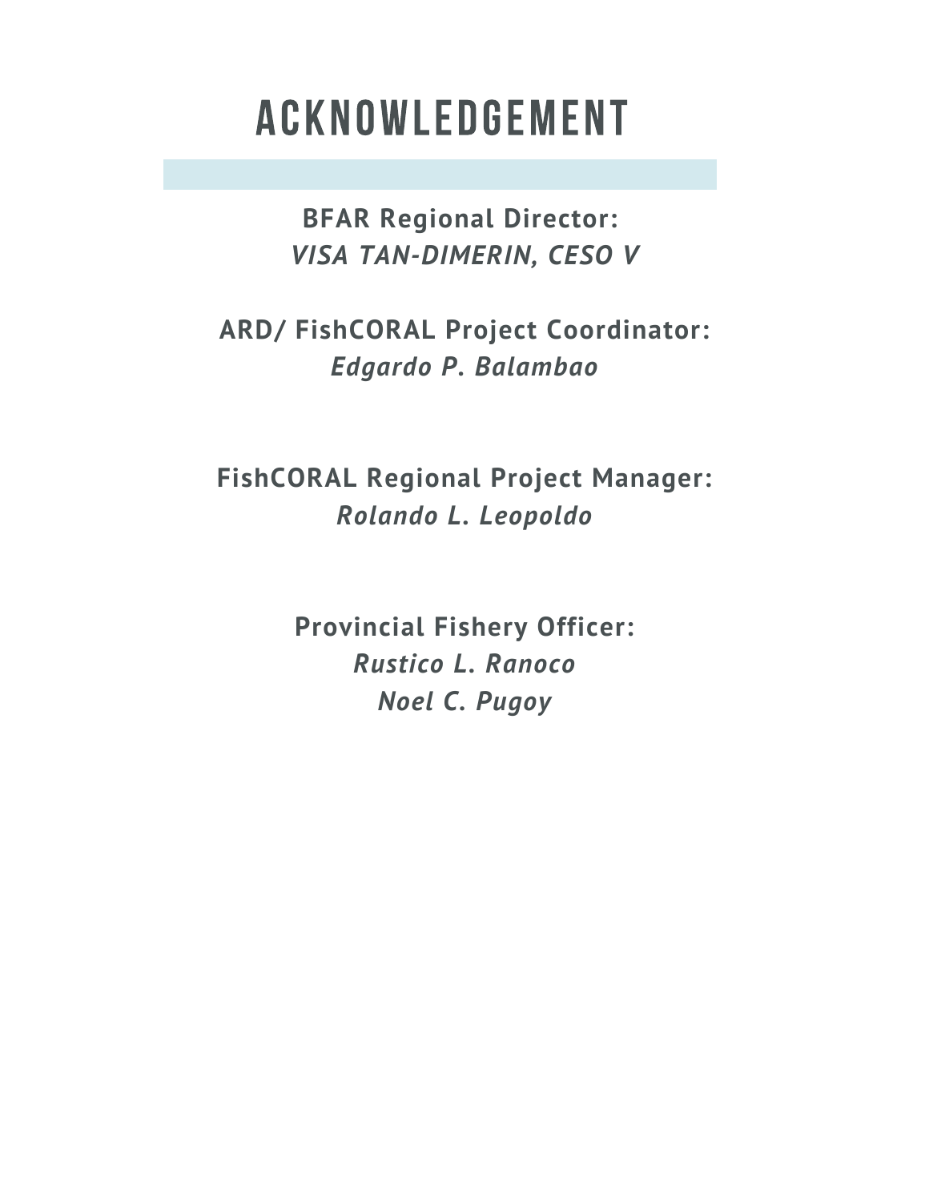# ACKNOWLEDGEMENT

**BFAR Regional Director:**
***VISA TAN-DIMERIN, CESO V***

**ARD/ FishCORAL Project Coordinator:**
***Edgardo P. Balambao***

**FishCORAL Regional Project Manager:**
***Rolando L. Leopoldo***

**Provincial Fishery Officer:**
***Rustico L. Ranoco***
***Noel C. Pugoy***